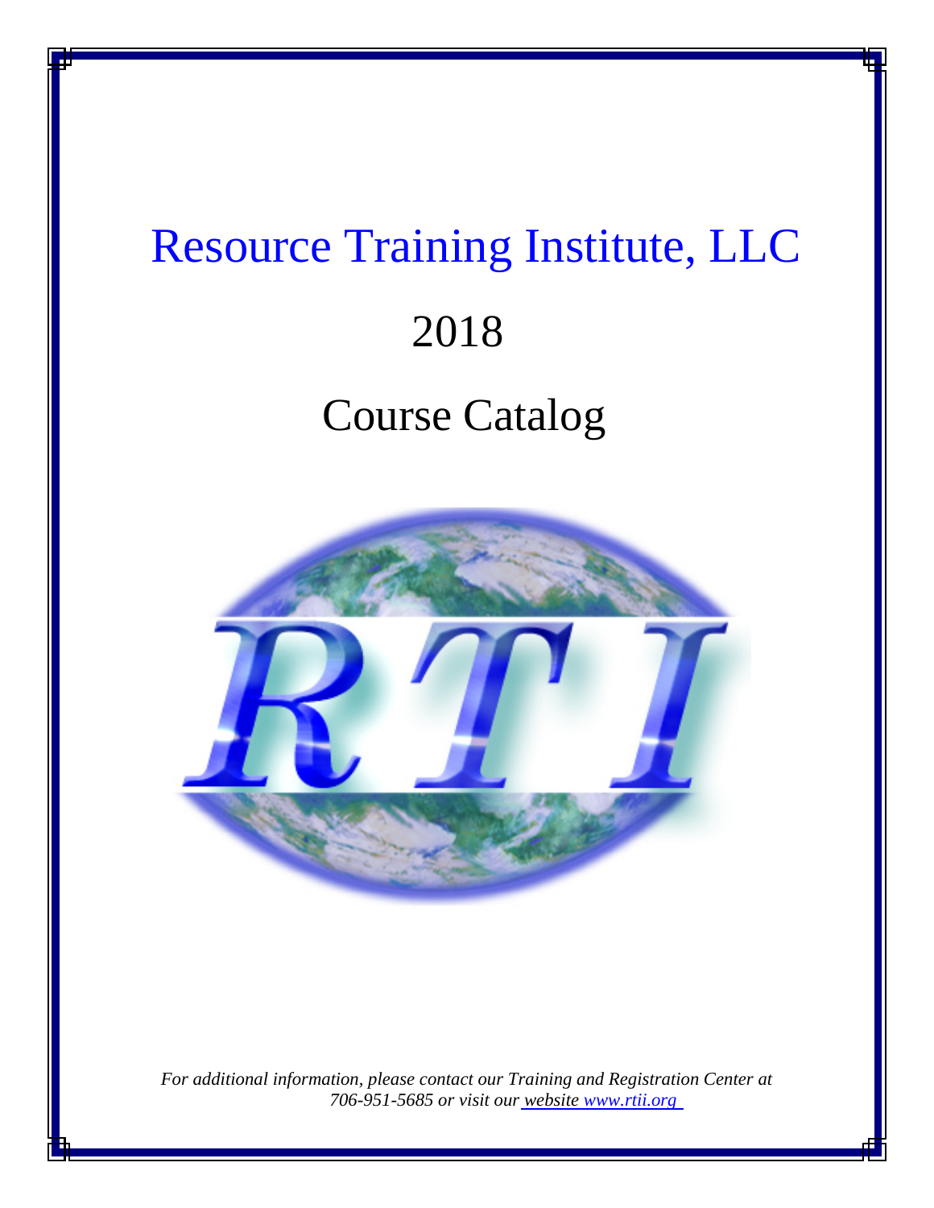# Resource Training Institute, LLC

# 2018

# Course Catalog

*For additional information, please contact our Training and Registration Center at 706-951-5685 or visit our website www.rtii.org*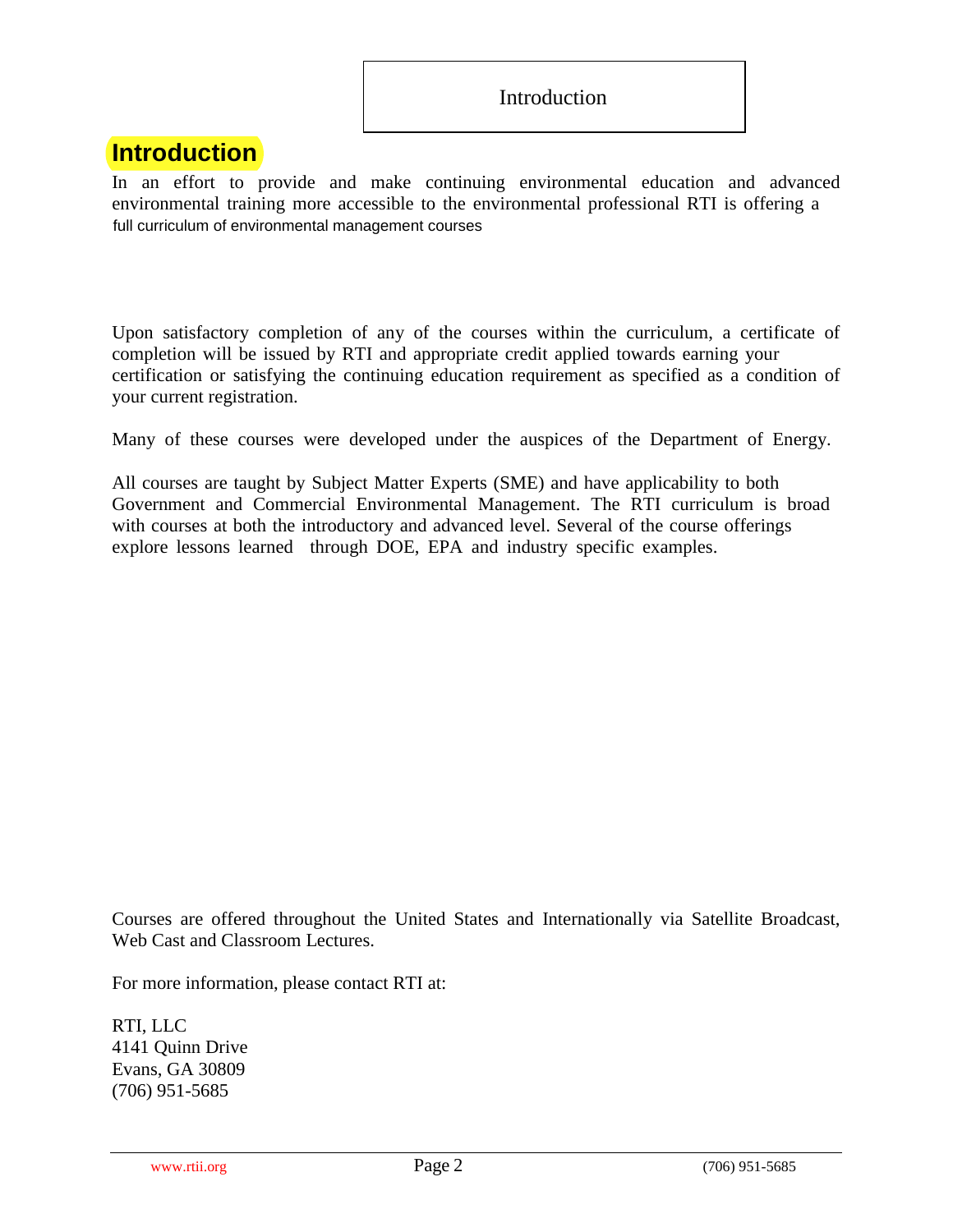# Introduction

In an effort to provide and make continuing environmental education and advanced environmental training more accessible to the environmental professional RTI is offering a full curriculum of environmental management courses

Upon satisfactory completion of any of the courses within the curriculum, a certificate of completion will be issued by RTI and appropriate credit applied towards earning your certification or satisfying the continuing education requirement as specified as a condition of your current registration.

Many of these courses were developed under the auspices of the Department of Energy.

All courses are taught by Subject Matter Experts (SME) and have applicability to both Government and Commercial Environmental Management. The RTI curriculum is broad with courses at both the introductory and advanced level. Several of the course offerings explore lessons learned through DOE, EPA and industry specific examples.

Courses are offered throughout the United States and Internationally via Satellite Broadcast, Web Cast and Classroom Lectures.

For more information, please contact RTI at:

RTI, LLC
4141 Quinn Drive
Evans, GA 30809
(706) 951-5685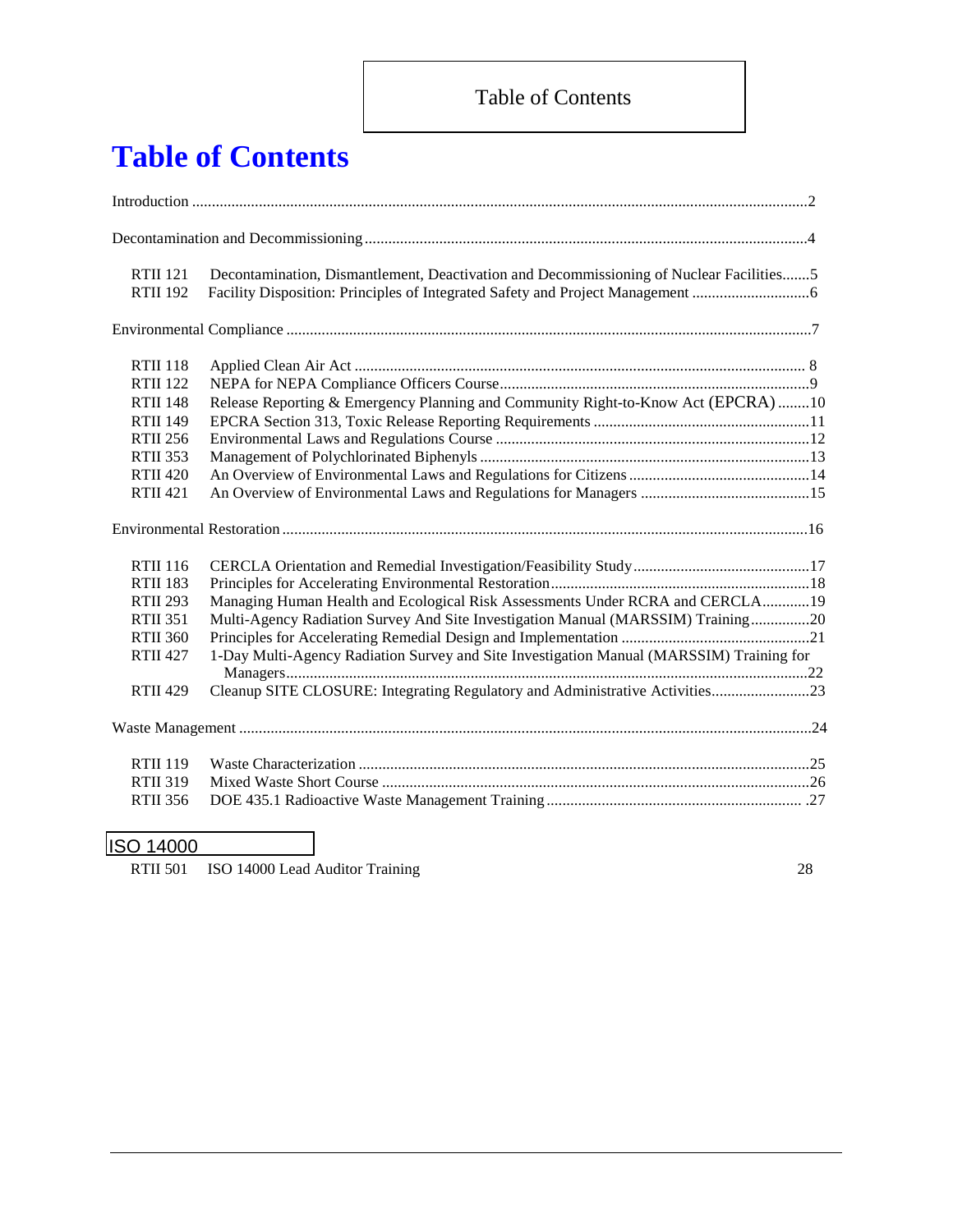# Table of Contents

Introduction ....2

Decontamination and Decommissioning ....4

| | | |
|---|---|---|
| RTII 121 | Decontamination, Dismantlement, Deactivation and Decommissioning of Nuclear Facilities | 5 |
| RTII 192 | Facility Disposition: Principles of Integrated Safety and Project Management | 6 |

Environmental Compliance ....7

| | | |
|---|---|---|
| RTII 118 | Applied Clean Air Act | 8 |
| RTII 122 | NEPA for NEPA Compliance Officers Course | 9 |
| RTII 148 | Release Reporting & Emergency Planning and Community Right-to-Know Act (EPCRA) | 10 |
| RTII 149 | EPCRA Section 313, Toxic Release Reporting Requirements | 11 |
| RTII 256 | Environmental Laws and Regulations Course | 12 |
| RTII 353 | Management of Polychlorinated Biphenyls | 13 |
| RTII 420 | An Overview of Environmental Laws and Regulations for Citizens | 14 |
| RTII 421 | An Overview of Environmental Laws and Regulations for Managers | 15 |

Environmental Restoration ....16

| | | |
|---|---|---|
| RTII 116 | CERCLA Orientation and Remedial Investigation/Feasibility Study | 17 |
| RTII 183 | Principles for Accelerating Environmental Restoration | 18 |
| RTII 293 | Managing Human Health and Ecological Risk Assessments Under RCRA and CERCLA | 19 |
| RTII 351 | Multi-Agency Radiation Survey And Site Investigation Manual (MARSSIM) Training | 20 |
| RTII 360 | Principles for Accelerating Remedial Design and Implementation | 21 |
| RTII 427 | 1-Day Multi-Agency Radiation Survey and Site Investigation Manual (MARSSIM) Training for Managers | 22 |
| RTII 429 | Cleanup SITE CLOSURE: Integrating Regulatory and Administrative Activities | 23 |

Waste Management ....24

| | | |
|---|---|---|
| RTII 119 | Waste Characterization | 25 |
| RTII 319 | Mixed Waste Short Course | 26 |
| RTII 356 | DOE 435.1 Radioactive Waste Management Training | 27 |

ISO 14000

| | | |
|---|---|---|
| RTII 501 | ISO 14000 Lead Auditor Training | 28 |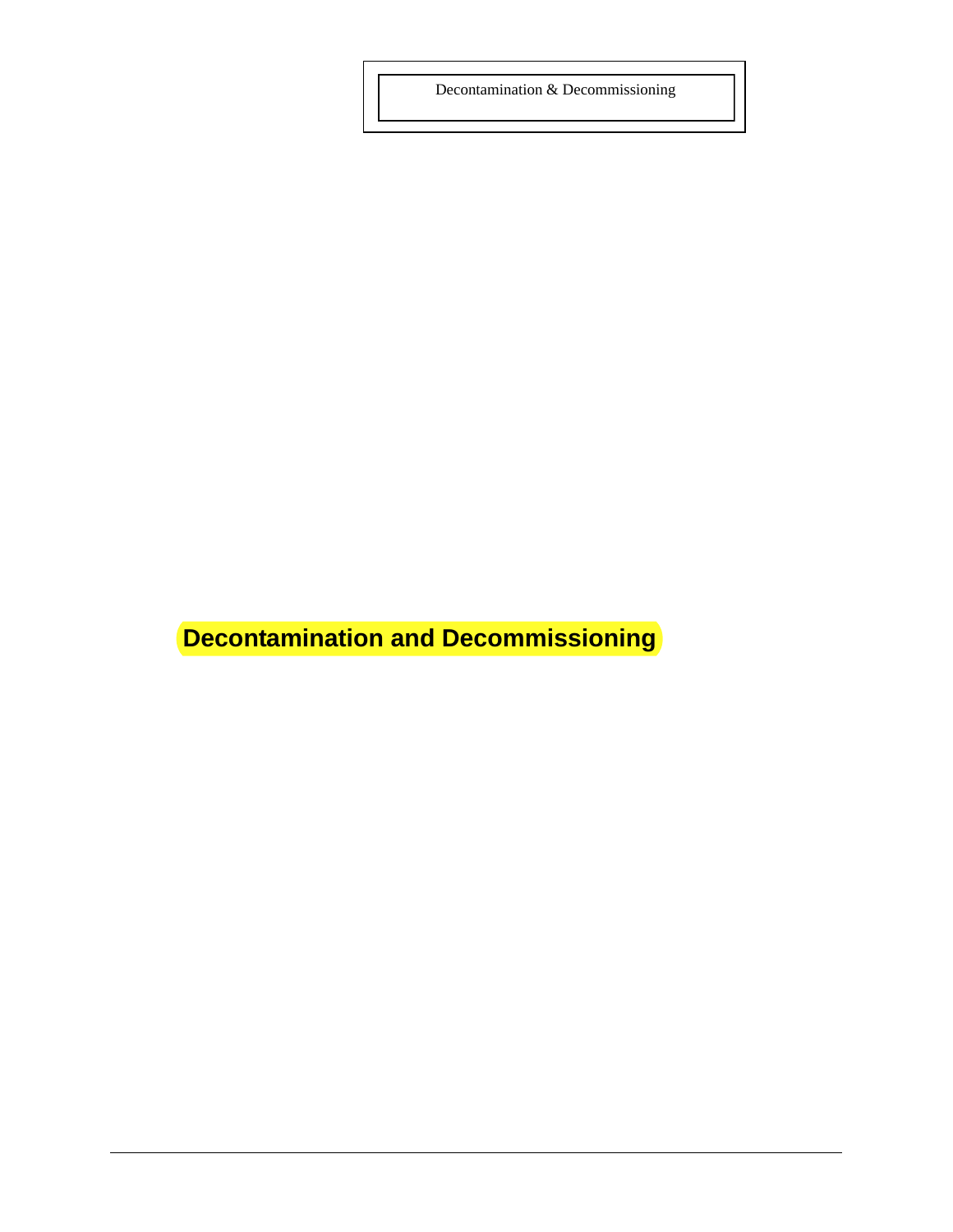# Decontamination and Decommissioning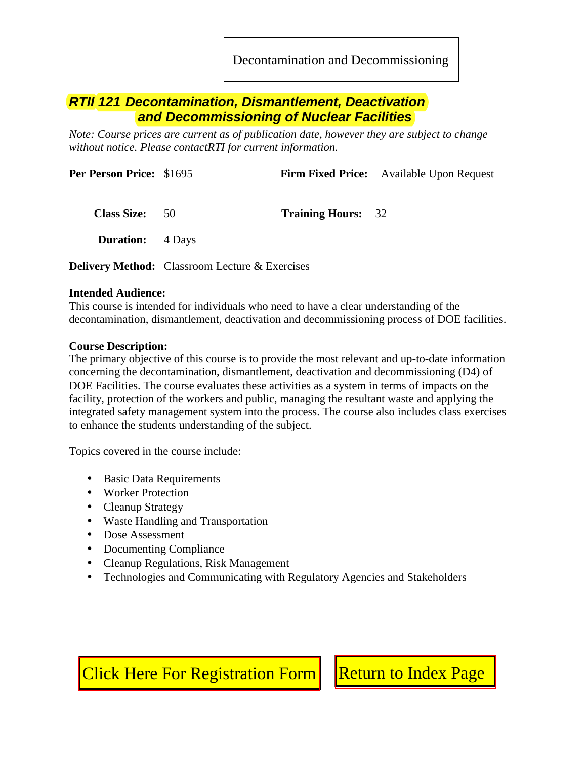Decontamination and Decommissioning

## RTII 121 Decontamination, Dismantlement, Deactivation and Decommissioning of Nuclear Facilities

*Note: Course prices are current as of publication date, however they are subject to change without notice. Please contactRTI for current information.*

**Per Person Price:** $1695 **Firm Fixed Price:** Available Upon Request

**Class Size:** 50 **Training Hours:** 32

**Duration:** 4 Days

**Delivery Method:** Classroom Lecture & Exercises

**Intended Audience:**
This course is intended for individuals who need to have a clear understanding of the decontamination, dismantlement, deactivation and decommissioning process of DOE facilities.

**Course Description:**
The primary objective of this course is to provide the most relevant and up-to-date information concerning the decontamination, dismantlement, deactivation and decommissioning (D4) of DOE Facilities. The course evaluates these activities as a system in terms of impacts on the facility, protection of the workers and public, managing the resultant waste and applying the integrated safety management system into the process. The course also includes class exercises to enhance the students understanding of the subject.

Topics covered in the course include:

- Basic Data Requirements
- Worker Protection
- Cleanup Strategy
- Waste Handling and Transportation
- Dose Assessment
- Documenting Compliance
- Cleanup Regulations, Risk Management
- Technologies and Communicating with Regulatory Agencies and Stakeholders

Click Here For Registration Form | Return to Index Page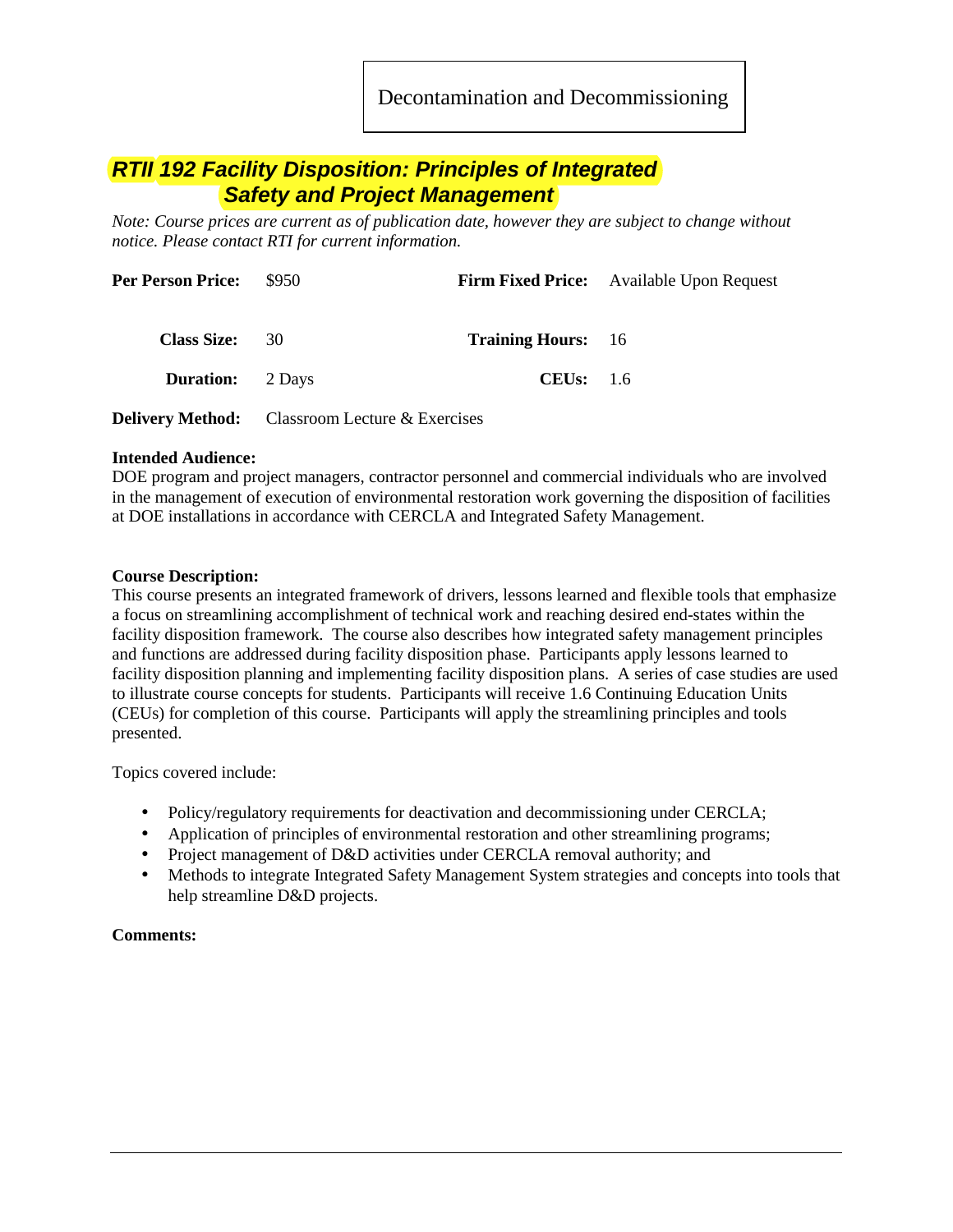Decontamination and Decommissioning

## *RTII 192 Facility Disposition: Principles of Integrated Safety and Project Management*

*Note: Course prices are current as of publication date, however they are subject to change without notice. Please contact RTI for current information.*

| | | | |
|---|---|---|---|
| **Per Person Price:** | $950 | **Firm Fixed Price:** | Available Upon Request |
| **Class Size:** | 30 | **Training Hours:** | 16 |
| **Duration:** | 2 Days | **CEUs:** | 1.6 |
| **Delivery Method:** | Classroom Lecture & Exercises | | |

**Intended Audience:**
DOE program and project managers, contractor personnel and commercial individuals who are involved in the management of execution of environmental restoration work governing the disposition of facilities at DOE installations in accordance with CERCLA and Integrated Safety Management.

**Course Description:**
This course presents an integrated framework of drivers, lessons learned and flexible tools that emphasize a focus on streamlining accomplishment of technical work and reaching desired end-states within the facility disposition framework. The course also describes how integrated safety management principles and functions are addressed during facility disposition phase. Participants apply lessons learned to facility disposition planning and implementing facility disposition plans. A series of case studies are used to illustrate course concepts for students. Participants will receive 1.6 Continuing Education Units (CEUs) for completion of this course. Participants will apply the streamlining principles and tools presented.

Topics covered include:

- Policy/regulatory requirements for deactivation and decommissioning under CERCLA;
- Application of principles of environmental restoration and other streamlining programs;
- Project management of D&D activities under CERCLA removal authority; and
- Methods to integrate Integrated Safety Management System strategies and concepts into tools that help streamline D&D projects.

**Comments:**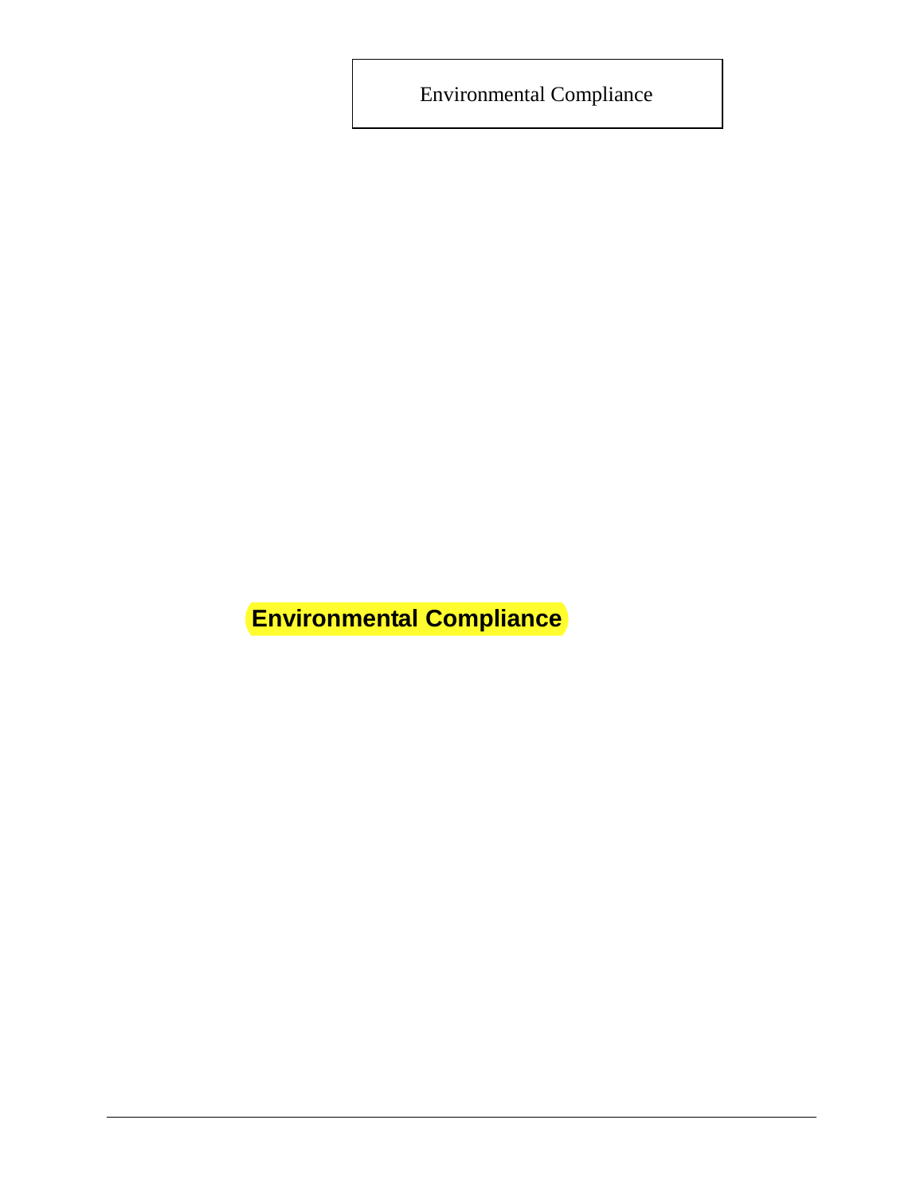# Environmental Compliance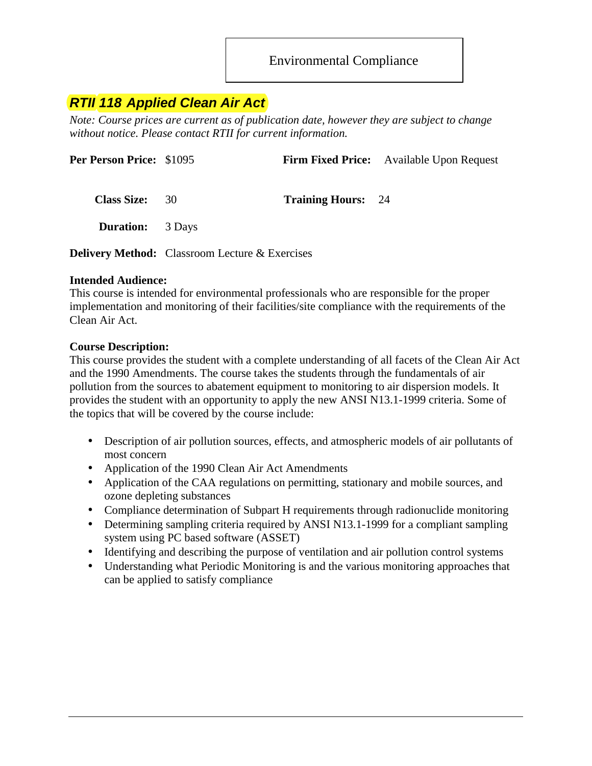Environmental Compliance

## *RTII 118 Applied Clean Air Act*

*Note: Course prices are current as of publication date, however they are subject to change without notice. Please contact RTII for current information.*

**Per Person Price:** $1095 **Firm Fixed Price:** Available Upon Request

**Class Size:** 30 **Training Hours:** 24

**Duration:** 3 Days

**Delivery Method:** Classroom Lecture & Exercises

**Intended Audience:**
This course is intended for environmental professionals who are responsible for the proper implementation and monitoring of their facilities/site compliance with the requirements of the Clean Air Act.

**Course Description:**
This course provides the student with a complete understanding of all facets of the Clean Air Act and the 1990 Amendments. The course takes the students through the fundamentals of air pollution from the sources to abatement equipment to monitoring to air dispersion models. It provides the student with an opportunity to apply the new ANSI N13.1-1999 criteria. Some of the topics that will be covered by the course include:

- Description of air pollution sources, effects, and atmospheric models of air pollutants of most concern
- Application of the 1990 Clean Air Act Amendments
- Application of the CAA regulations on permitting, stationary and mobile sources, and ozone depleting substances
- Compliance determination of Subpart H requirements through radionuclide monitoring
- Determining sampling criteria required by ANSI N13.1-1999 for a compliant sampling system using PC based software (ASSET)
- Identifying and describing the purpose of ventilation and air pollution control systems
- Understanding what Periodic Monitoring is and the various monitoring approaches that can be applied to satisfy compliance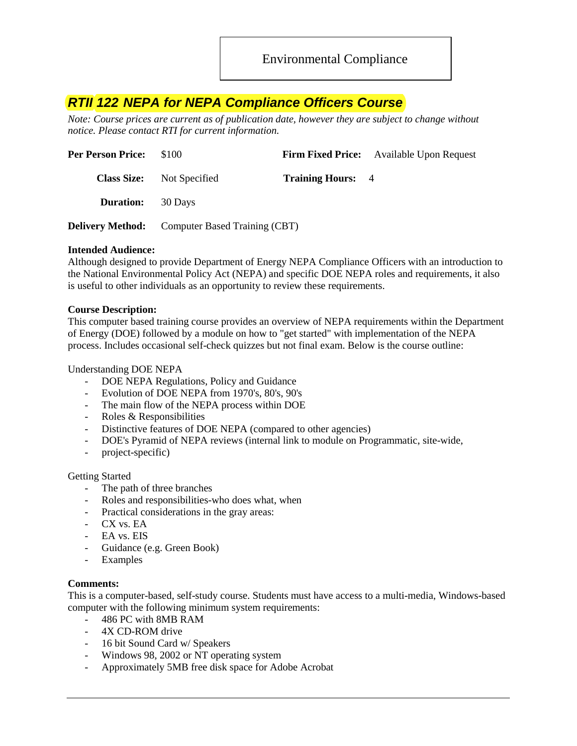Environmental Compliance

## *RTII 122 NEPA for NEPA Compliance Officers Course*

*Note: Course prices are current as of publication date, however they are subject to change without notice. Please contact RTI for current information.*

| | | | |
|---|---|---|---|
| **Per Person Price:** | $100 | **Firm Fixed Price:** | Available Upon Request |
| **Class Size:** | Not Specified | **Training Hours:** | 4 |
| **Duration:** | 30 Days | | |
| **Delivery Method:** | Computer Based Training (CBT) | | |

**Intended Audience:**
Although designed to provide Department of Energy NEPA Compliance Officers with an introduction to the National Environmental Policy Act (NEPA) and specific DOE NEPA roles and requirements, it also is useful to other individuals as an opportunity to review these requirements.

**Course Description:**
This computer based training course provides an overview of NEPA requirements within the Department of Energy (DOE) followed by a module on how to "get started" with implementation of the NEPA process. Includes occasional self-check quizzes but not final exam. Below is the course outline:

Understanding DOE NEPA

- DOE NEPA Regulations, Policy and Guidance
- Evolution of DOE NEPA from 1970's, 80's, 90's
- The main flow of the NEPA process within DOE
- Roles & Responsibilities
- Distinctive features of DOE NEPA (compared to other agencies)
- DOE's Pyramid of NEPA reviews (internal link to module on Programmatic, site-wide,
- project-specific)

Getting Started

- The path of three branches
- Roles and responsibilities-who does what, when
- Practical considerations in the gray areas:
- CX vs. EA
- EA vs. EIS
- Guidance (e.g. Green Book)
- Examples

**Comments:**
This is a computer-based, self-study course. Students must have access to a multi-media, Windows-based computer with the following minimum system requirements:

- 486 PC with 8MB RAM
- 4X CD-ROM drive
- 16 bit Sound Card w/ Speakers
- Windows 98, 2002 or NT operating system
- Approximately 5MB free disk space for Adobe Acrobat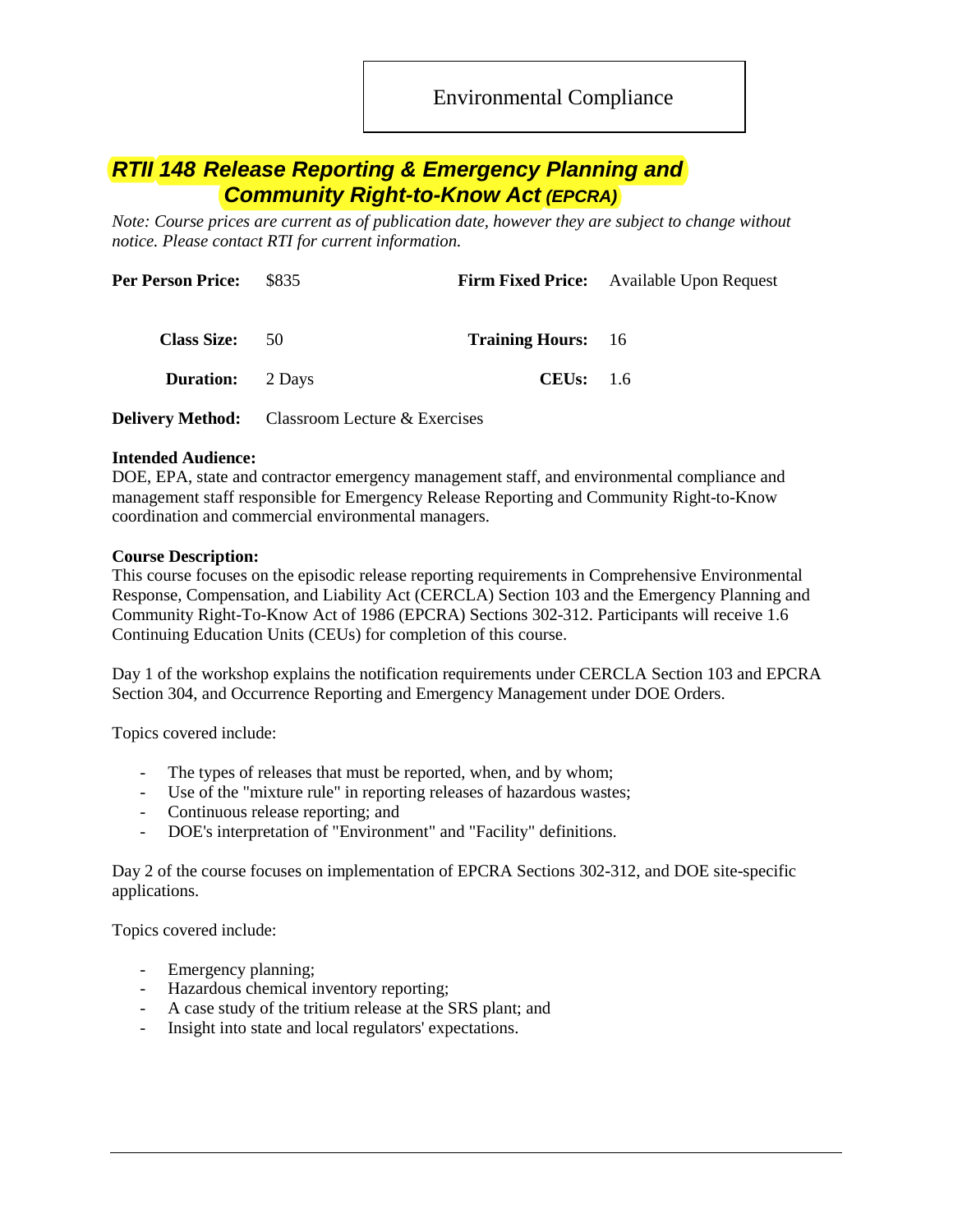Environmental Compliance

## *RTII 148 Release Reporting & Emergency Planning and Community Right-to-Know Act (EPCRA)*

*Note: Course prices are current as of publication date, however they are subject to change without notice. Please contact RTI for current information.*

| | | | |
|---|---|---|---|
| **Per Person Price:** | $835 | **Firm Fixed Price:** | Available Upon Request |
| **Class Size:** | 50 | **Training Hours:** | 16 |
| **Duration:** | 2 Days | **CEUs:** | 1.6 |

**Delivery Method:** Classroom Lecture & Exercises

**Intended Audience:**
DOE, EPA, state and contractor emergency management staff, and environmental compliance and management staff responsible for Emergency Release Reporting and Community Right-to-Know coordination and commercial environmental managers.

**Course Description:**
This course focuses on the episodic release reporting requirements in Comprehensive Environmental Response, Compensation, and Liability Act (CERCLA) Section 103 and the Emergency Planning and Community Right-To-Know Act of 1986 (EPCRA) Sections 302-312. Participants will receive 1.6 Continuing Education Units (CEUs) for completion of this course.

Day 1 of the workshop explains the notification requirements under CERCLA Section 103 and EPCRA Section 304, and Occurrence Reporting and Emergency Management under DOE Orders.

Topics covered include:

- The types of releases that must be reported, when, and by whom;
- Use of the "mixture rule" in reporting releases of hazardous wastes;
- Continuous release reporting; and
- DOE's interpretation of "Environment" and "Facility" definitions.

Day 2 of the course focuses on implementation of EPCRA Sections 302-312, and DOE site-specific applications.

Topics covered include:

- Emergency planning;
- Hazardous chemical inventory reporting;
- A case study of the tritium release at the SRS plant; and
- Insight into state and local regulators' expectations.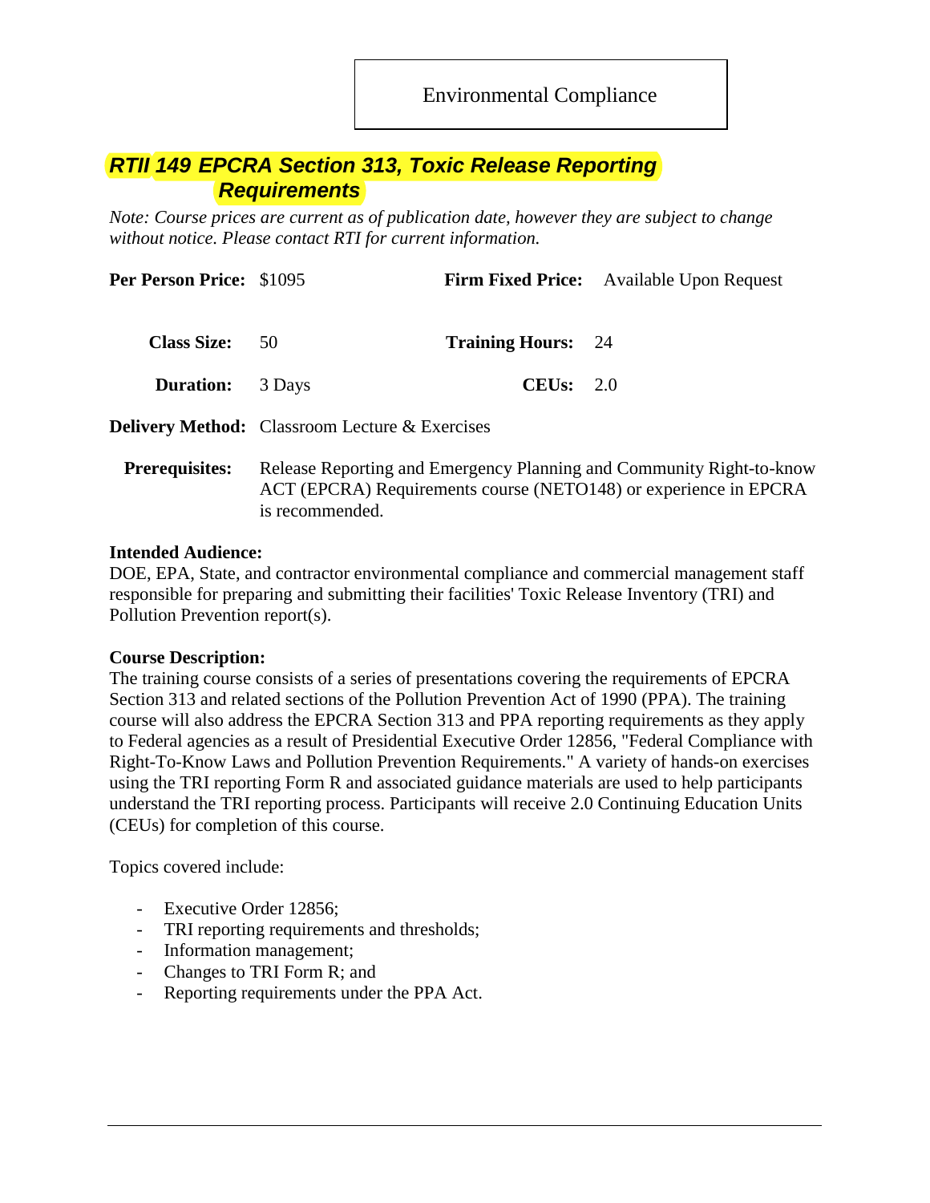Environmental Compliance

## *RTII 149 EPCRA Section 313, Toxic Release Reporting Requirements*

*Note: Course prices are current as of publication date, however they are subject to change without notice. Please contact RTI for current information.*

**Per Person Price:** $1095 **Firm Fixed Price:** Available Upon Request

**Class Size:** 50 **Training Hours:** 24

**Duration:** 3 Days **CEUs:** 2.0

**Delivery Method:** Classroom Lecture & Exercises

**Prerequisites:** Release Reporting and Emergency Planning and Community Right-to-know ACT (EPCRA) Requirements course (NETO148) or experience in EPCRA is recommended.

**Intended Audience:**
DOE, EPA, State, and contractor environmental compliance and commercial management staff responsible for preparing and submitting their facilities' Toxic Release Inventory (TRI) and Pollution Prevention report(s).

**Course Description:**
The training course consists of a series of presentations covering the requirements of EPCRA Section 313 and related sections of the Pollution Prevention Act of 1990 (PPA). The training course will also address the EPCRA Section 313 and PPA reporting requirements as they apply to Federal agencies as a result of Presidential Executive Order 12856, "Federal Compliance with Right-To-Know Laws and Pollution Prevention Requirements." A variety of hands-on exercises using the TRI reporting Form R and associated guidance materials are used to help participants understand the TRI reporting process. Participants will receive 2.0 Continuing Education Units (CEUs) for completion of this course.

Topics covered include:

- Executive Order 12856;
- TRI reporting requirements and thresholds;
- Information management;
- Changes to TRI Form R; and
- Reporting requirements under the PPA Act.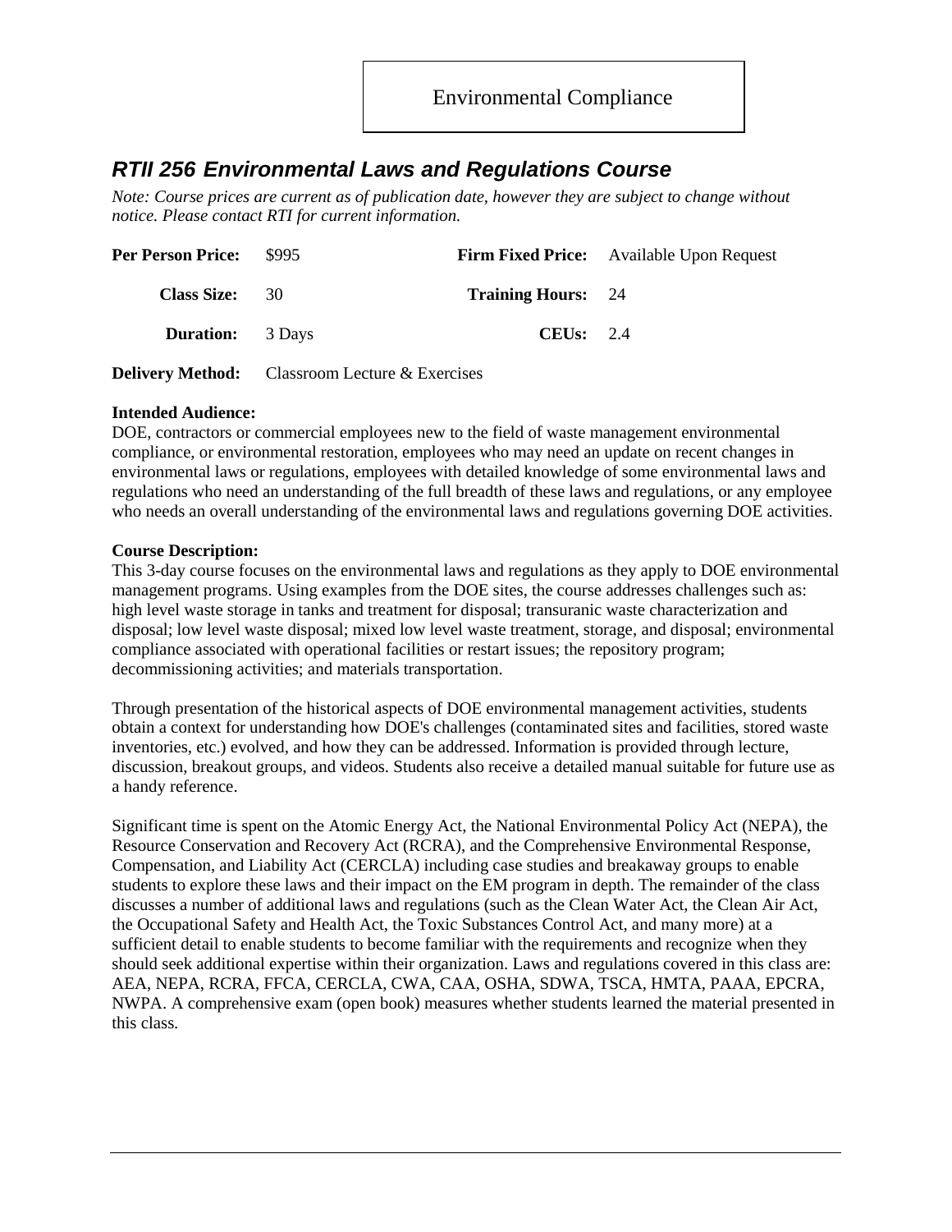Environmental Compliance

## *RTII 256 Environmental Laws and Regulations Course*

*Note: Course prices are current as of publication date, however they are subject to change without notice. Please contact RTI for current information.*

| | | | |
|---|---|---|---|
| **Per Person Price:** | $995 | **Firm Fixed Price:** | Available Upon Request |
| **Class Size:** | 30 | **Training Hours:** | 24 |
| **Duration:** | 3 Days | **CEUs:** | 2.4 |

**Delivery Method:** Classroom Lecture & Exercises

**Intended Audience:**
DOE, contractors or commercial employees new to the field of waste management environmental compliance, or environmental restoration, employees who may need an update on recent changes in environmental laws or regulations, employees with detailed knowledge of some environmental laws and regulations who need an understanding of the full breadth of these laws and regulations, or any employee who needs an overall understanding of the environmental laws and regulations governing DOE activities.

**Course Description:**
This 3-day course focuses on the environmental laws and regulations as they apply to DOE environmental management programs. Using examples from the DOE sites, the course addresses challenges such as: high level waste storage in tanks and treatment for disposal; transuranic waste characterization and disposal; low level waste disposal; mixed low level waste treatment, storage, and disposal; environmental compliance associated with operational facilities or restart issues; the repository program; decommissioning activities; and materials transportation.

Through presentation of the historical aspects of DOE environmental management activities, students obtain a context for understanding how DOE's challenges (contaminated sites and facilities, stored waste inventories, etc.) evolved, and how they can be addressed. Information is provided through lecture, discussion, breakout groups, and videos. Students also receive a detailed manual suitable for future use as a handy reference.

Significant time is spent on the Atomic Energy Act, the National Environmental Policy Act (NEPA), the Resource Conservation and Recovery Act (RCRA), and the Comprehensive Environmental Response, Compensation, and Liability Act (CERCLA) including case studies and breakaway groups to enable students to explore these laws and their impact on the EM program in depth. The remainder of the class discusses a number of additional laws and regulations (such as the Clean Water Act, the Clean Air Act, the Occupational Safety and Health Act, the Toxic Substances Control Act, and many more) at a sufficient detail to enable students to become familiar with the requirements and recognize when they should seek additional expertise within their organization. Laws and regulations covered in this class are: AEA, NEPA, RCRA, FFCA, CERCLA, CWA, CAA, OSHA, SDWA, TSCA, HMTA, PAAA, EPCRA, NWPA. A comprehensive exam (open book) measures whether students learned the material presented in this class.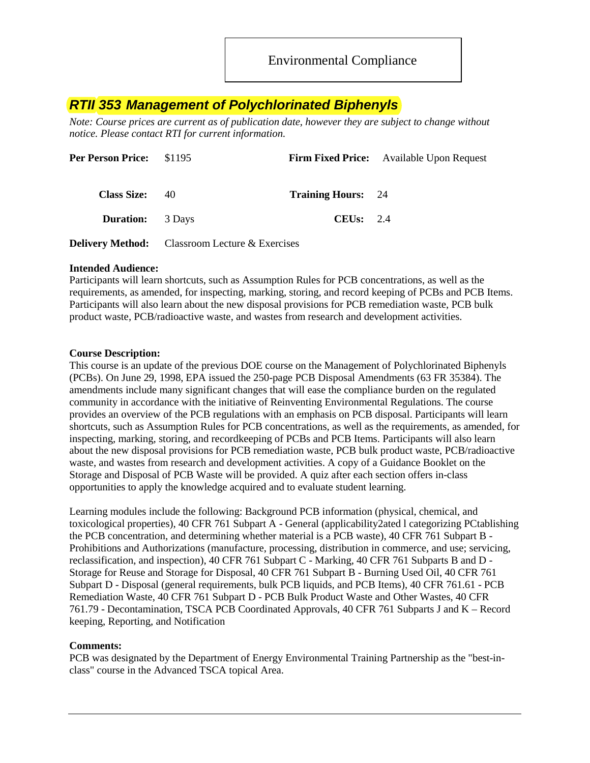Environmental Compliance

## *RTII 353 Management of Polychlorinated Biphenyls*

*Note: Course prices are current as of publication date, however they are subject to change without notice. Please contact RTI for current information.*

**Per Person Price:** $1195 **Firm Fixed Price:** Available Upon Request

**Class Size:** 40 **Training Hours:** 24

**Duration:** 3 Days **CEUs:** 2.4

**Delivery Method:** Classroom Lecture & Exercises

**Intended Audience:**
Participants will learn shortcuts, such as Assumption Rules for PCB concentrations, as well as the requirements, as amended, for inspecting, marking, storing, and record keeping of PCBs and PCB Items. Participants will also learn about the new disposal provisions for PCB remediation waste, PCB bulk product waste, PCB/radioactive waste, and wastes from research and development activities.

**Course Description:**
This course is an update of the previous DOE course on the Management of Polychlorinated Biphenyls (PCBs). On June 29, 1998, EPA issued the 250-page PCB Disposal Amendments (63 FR 35384). The amendments include many significant changes that will ease the compliance burden on the regulated community in accordance with the initiative of Reinventing Environmental Regulations. The course provides an overview of the PCB regulations with an emphasis on PCB disposal. Participants will learn shortcuts, such as Assumption Rules for PCB concentrations, as well as the requirements, as amended, for inspecting, marking, storing, and recordkeeping of PCBs and PCB Items. Participants will also learn about the new disposal provisions for PCB remediation waste, PCB bulk product waste, PCB/radioactive waste, and wastes from research and development activities. A copy of a Guidance Booklet on the Storage and Disposal of PCB Waste will be provided. A quiz after each section offers in-class opportunities to apply the knowledge acquired and to evaluate student learning.

Learning modules include the following: Background PCB information (physical, chemical, and toxicological properties), 40 CFR 761 Subpart A - General (applicability2ated l categorizing PCtablishing the PCB concentration, and determining whether material is a PCB waste), 40 CFR 761 Subpart B - Prohibitions and Authorizations (manufacture, processing, distribution in commerce, and use; servicing, reclassification, and inspection), 40 CFR 761 Subpart C - Marking, 40 CFR 761 Subparts B and D - Storage for Reuse and Storage for Disposal, 40 CFR 761 Subpart B - Burning Used Oil, 40 CFR 761 Subpart D - Disposal (general requirements, bulk PCB liquids, and PCB Items), 40 CFR 761.61 - PCB Remediation Waste, 40 CFR 761 Subpart D - PCB Bulk Product Waste and Other Wastes, 40 CFR 761.79 - Decontamination, TSCA PCB Coordinated Approvals, 40 CFR 761 Subparts J and K – Record keeping, Reporting, and Notification

**Comments:**
PCB was designated by the Department of Energy Environmental Training Partnership as the "best-in-class" course in the Advanced TSCA topical Area.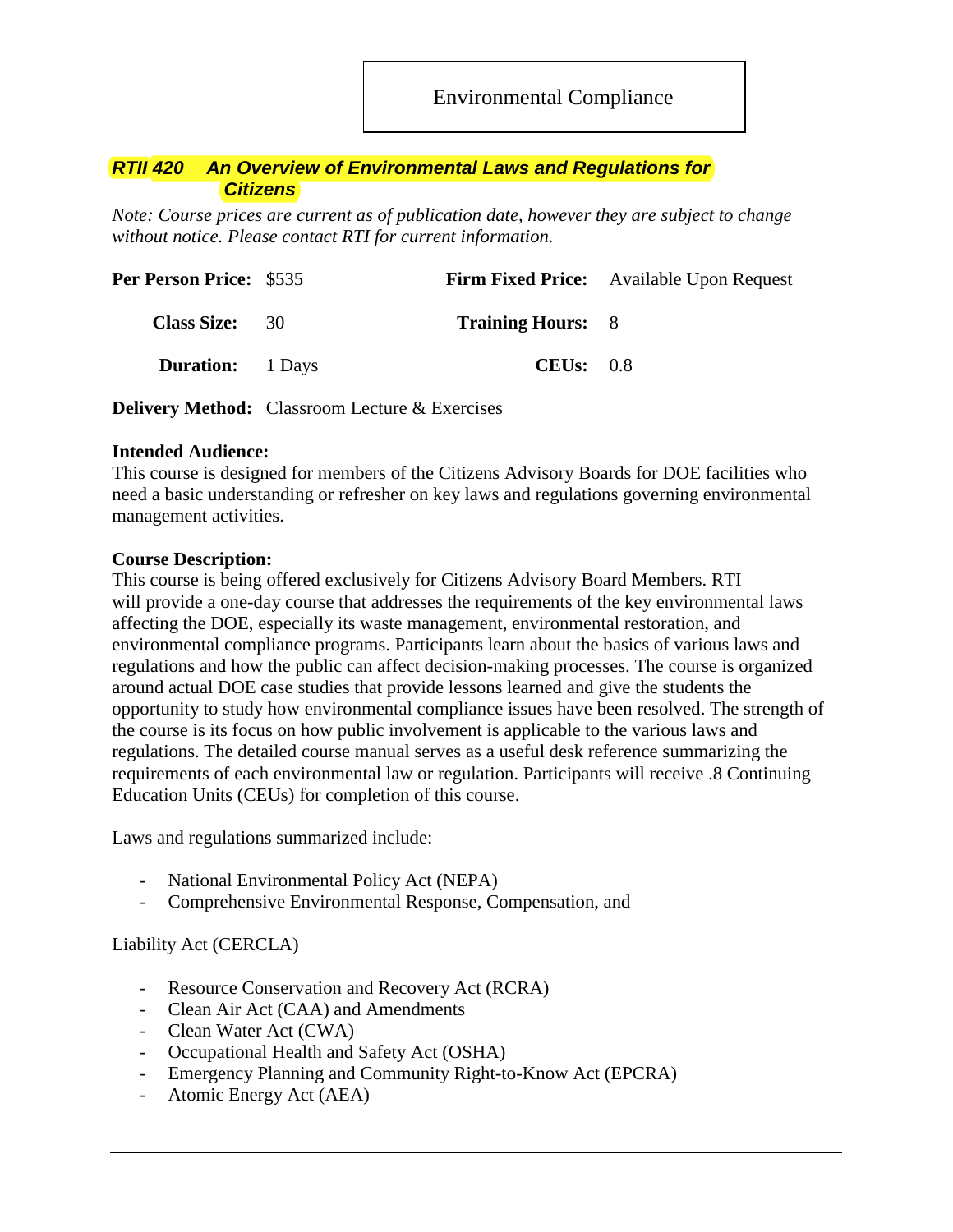Environmental Compliance

## *RTII 420 An Overview of Environmental Laws and Regulations for Citizens*

*Note: Course prices are current as of publication date, however they are subject to change without notice. Please contact RTI for current information.*

**Per Person Price:** $535 **Firm Fixed Price:** Available Upon Request

**Class Size:** 30 **Training Hours:** 8

**Duration:** 1 Days **CEUs:** 0.8

**Delivery Method:** Classroom Lecture & Exercises

**Intended Audience:**
This course is designed for members of the Citizens Advisory Boards for DOE facilities who need a basic understanding or refresher on key laws and regulations governing environmental management activities.

**Course Description:**
This course is being offered exclusively for Citizens Advisory Board Members. RTI will provide a one-day course that addresses the requirements of the key environmental laws affecting the DOE, especially its waste management, environmental restoration, and environmental compliance programs. Participants learn about the basics of various laws and regulations and how the public can affect decision-making processes. The course is organized around actual DOE case studies that provide lessons learned and give the students the opportunity to study how environmental compliance issues have been resolved. The strength of the course is its focus on how public involvement is applicable to the various laws and regulations. The detailed course manual serves as a useful desk reference summarizing the requirements of each environmental law or regulation. Participants will receive .8 Continuing Education Units (CEUs) for completion of this course.

Laws and regulations summarized include:

- National Environmental Policy Act (NEPA)
- Comprehensive Environmental Response, Compensation, and

Liability Act (CERCLA)

- Resource Conservation and Recovery Act (RCRA)
- Clean Air Act (CAA) and Amendments
- Clean Water Act (CWA)
- Occupational Health and Safety Act (OSHA)
- Emergency Planning and Community Right-to-Know Act (EPCRA)
- Atomic Energy Act (AEA)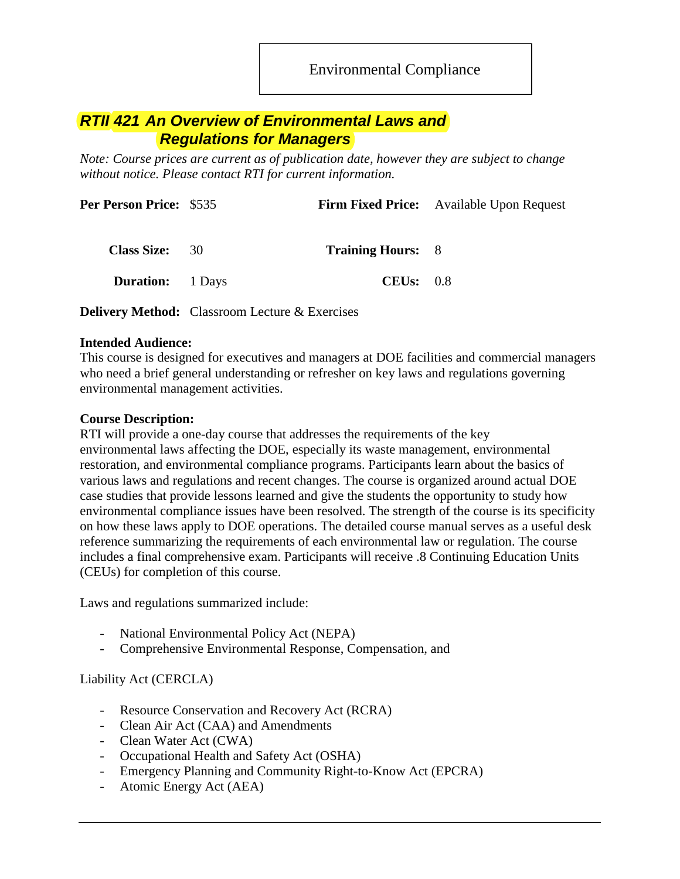Environmental Compliance

## *RTII 421 An Overview of Environmental Laws and Regulations for Managers*

*Note: Course prices are current as of publication date, however they are subject to change without notice. Please contact RTI for current information.*

**Per Person Price:** $535 **Firm Fixed Price:** Available Upon Request

**Class Size:** 30 **Training Hours:** 8

**Duration:** 1 Days **CEUs:** 0.8

**Delivery Method:** Classroom Lecture & Exercises

**Intended Audience:**
This course is designed for executives and managers at DOE facilities and commercial managers who need a brief general understanding or refresher on key laws and regulations governing environmental management activities.

**Course Description:**
RTI will provide a one-day course that addresses the requirements of the key environmental laws affecting the DOE, especially its waste management, environmental restoration, and environmental compliance programs. Participants learn about the basics of various laws and regulations and recent changes. The course is organized around actual DOE case studies that provide lessons learned and give the students the opportunity to study how environmental compliance issues have been resolved. The strength of the course is its specificity on how these laws apply to DOE operations. The detailed course manual serves as a useful desk reference summarizing the requirements of each environmental law or regulation. The course includes a final comprehensive exam. Participants will receive .8 Continuing Education Units (CEUs) for completion of this course.

Laws and regulations summarized include:

- National Environmental Policy Act (NEPA)
- Comprehensive Environmental Response, Compensation, and

Liability Act (CERCLA)

- Resource Conservation and Recovery Act (RCRA)
- Clean Air Act (CAA) and Amendments
- Clean Water Act (CWA)
- Occupational Health and Safety Act (OSHA)
- Emergency Planning and Community Right-to-Know Act (EPCRA)
- Atomic Energy Act (AEA)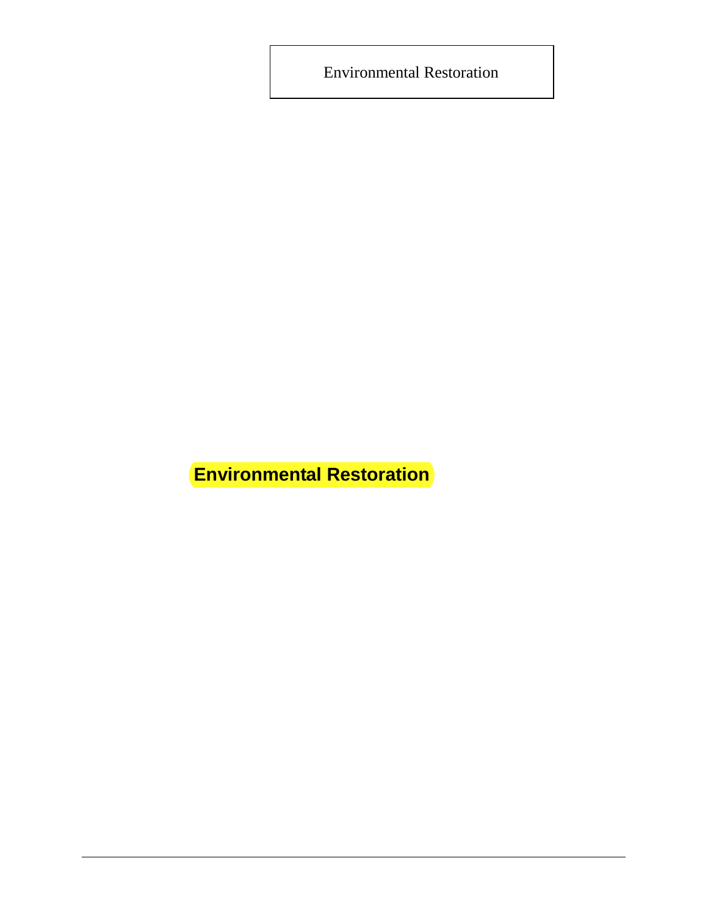# Environmental Restoration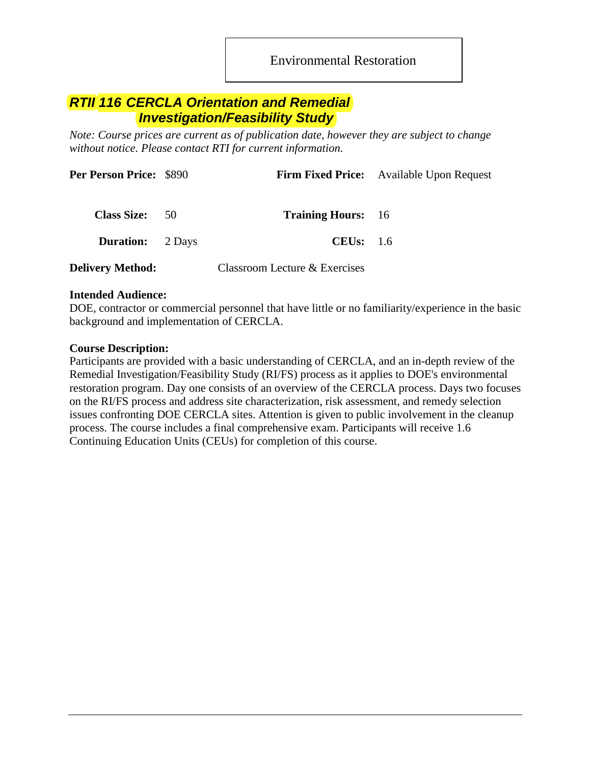Environmental Restoration

## ***RTII 116 CERCLA Orientation and Remedial Investigation/Feasibility Study***

*Note: Course prices are current as of publication date, however they are subject to change without notice. Please contact RTI for current information.*

**Per Person Price:** $890 **Firm Fixed Price:** Available Upon Request

**Class Size:** 50 **Training Hours:** 16

**Duration:** 2 Days **CEUs:** 1.6

**Delivery Method:** Classroom Lecture & Exercises

**Intended Audience:**
DOE, contractor or commercial personnel that have little or no familiarity/experience in the basic background and implementation of CERCLA.

**Course Description:**
Participants are provided with a basic understanding of CERCLA, and an in-depth review of the Remedial Investigation/Feasibility Study (RI/FS) process as it applies to DOE's environmental restoration program. Day one consists of an overview of the CERCLA process. Days two focuses on the RI/FS process and address site characterization, risk assessment, and remedy selection issues confronting DOE CERCLA sites. Attention is given to public involvement in the cleanup process. The course includes a final comprehensive exam. Participants will receive 1.6 Continuing Education Units (CEUs) for completion of this course.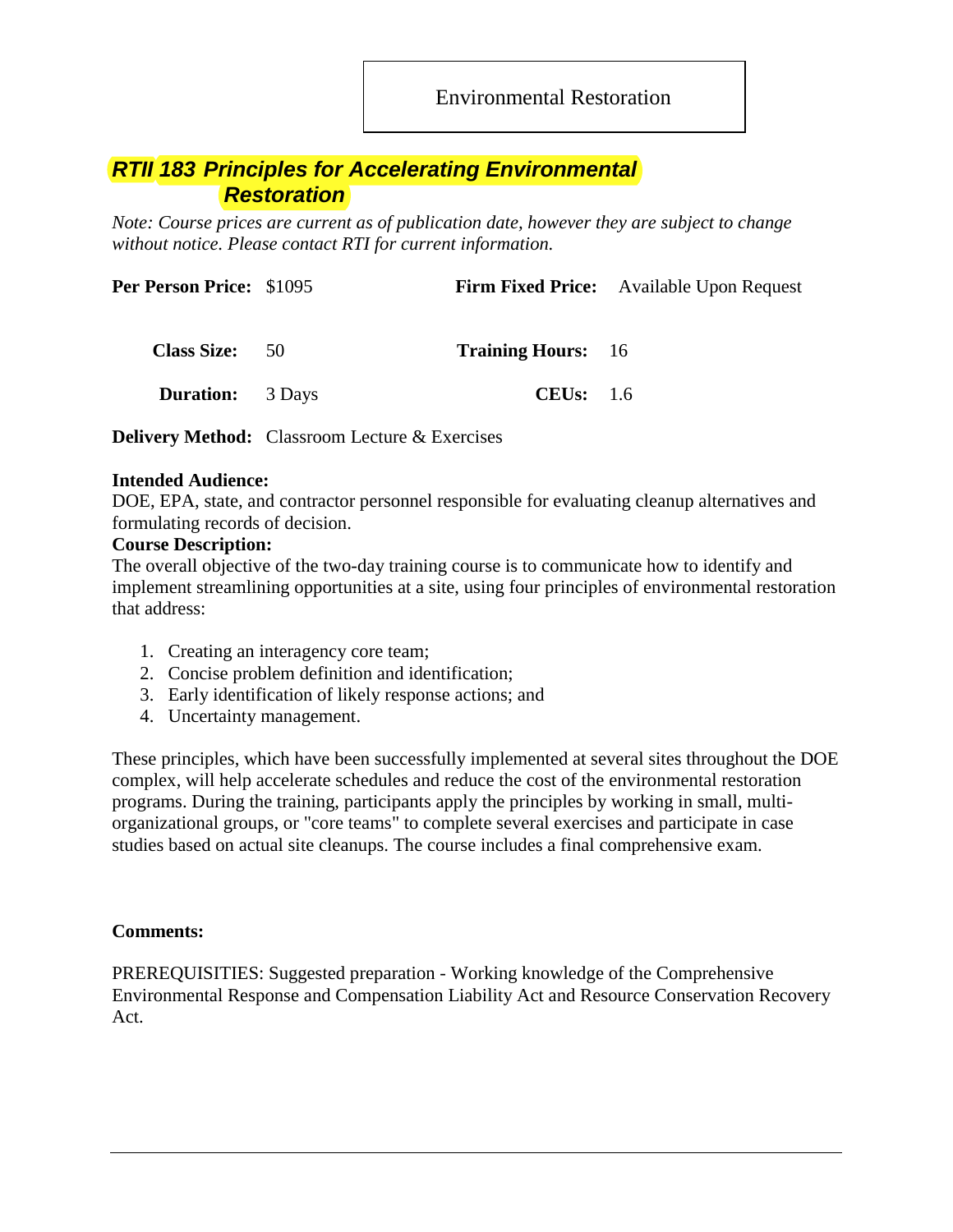Environmental Restoration

## *RTII 183 Principles for Accelerating Environmental Restoration*

*Note: Course prices are current as of publication date, however they are subject to change without notice. Please contact RTI for current information.*

**Per Person Price:** $1095 **Firm Fixed Price:** Available Upon Request

**Class Size:** 50 **Training Hours:** 16

**Duration:** 3 Days **CEUs:** 1.6

**Delivery Method:** Classroom Lecture & Exercises

**Intended Audience:**
DOE, EPA, state, and contractor personnel responsible for evaluating cleanup alternatives and formulating records of decision.

**Course Description:**
The overall objective of the two-day training course is to communicate how to identify and implement streamlining opportunities at a site, using four principles of environmental restoration that address:

1. Creating an interagency core team;
2. Concise problem definition and identification;
3. Early identification of likely response actions; and
4. Uncertainty management.

These principles, which have been successfully implemented at several sites throughout the DOE complex, will help accelerate schedules and reduce the cost of the environmental restoration programs. During the training, participants apply the principles by working in small, multi-organizational groups, or "core teams" to complete several exercises and participate in case studies based on actual site cleanups. The course includes a final comprehensive exam.

**Comments:**

PREREQUISITIES: Suggested preparation - Working knowledge of the Comprehensive Environmental Response and Compensation Liability Act and Resource Conservation Recovery Act.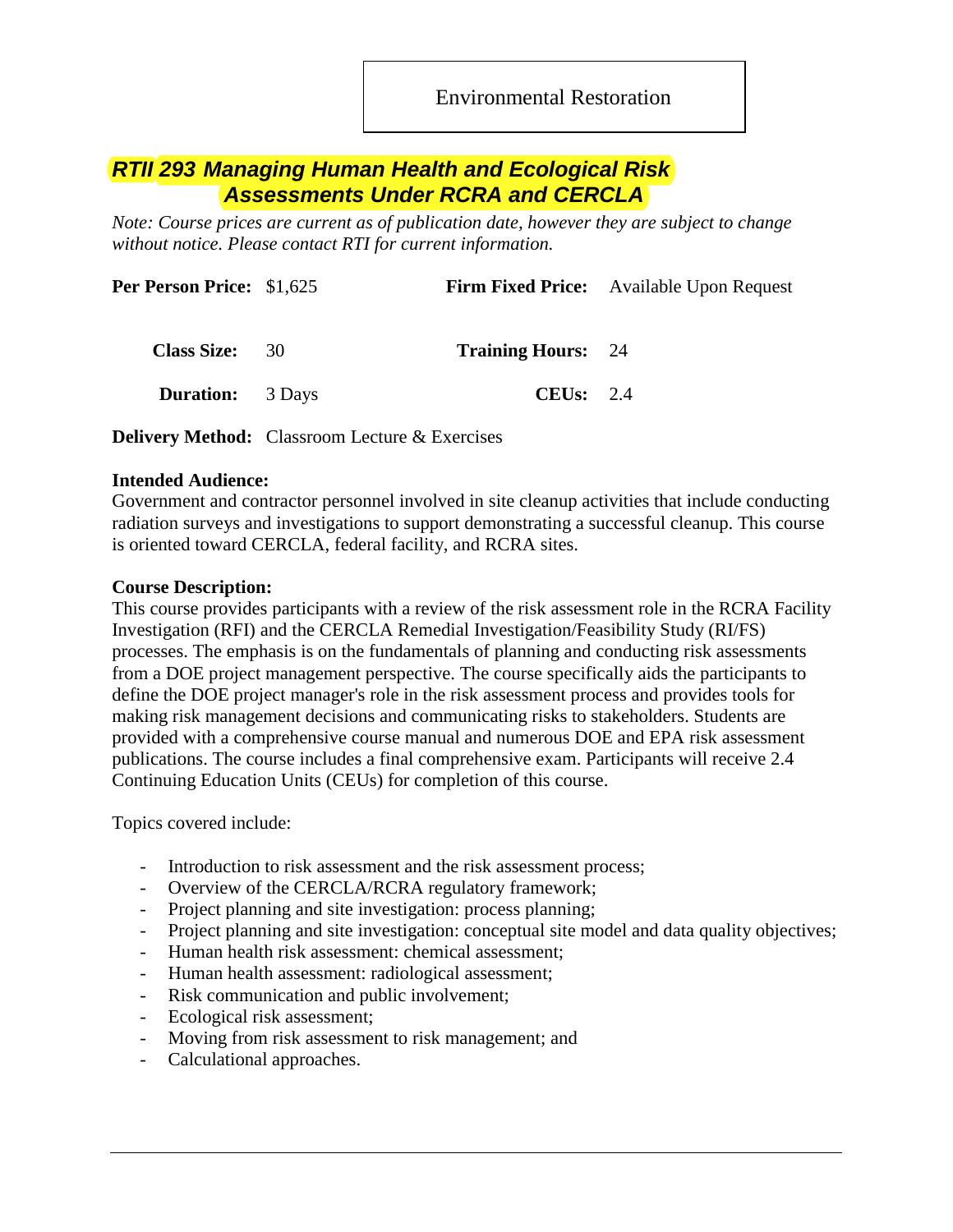Environmental Restoration

# *RTII 293 Managing Human Health and Ecological Risk Assessments Under RCRA and CERCLA*

*Note: Course prices are current as of publication date, however they are subject to change without notice. Please contact RTI for current information.*

| | | | |
|---|---|---|---|
| **Per Person Price:** | $1,625 | **Firm Fixed Price:** | Available Upon Request |
| **Class Size:** | 30 | **Training Hours:** | 24 |
| **Duration:** | 3 Days | **CEUs:** | 2.4 |

**Delivery Method:** Classroom Lecture & Exercises

**Intended Audience:**
Government and contractor personnel involved in site cleanup activities that include conducting radiation surveys and investigations to support demonstrating a successful cleanup. This course is oriented toward CERCLA, federal facility, and RCRA sites.

**Course Description:**
This course provides participants with a review of the risk assessment role in the RCRA Facility Investigation (RFI) and the CERCLA Remedial Investigation/Feasibility Study (RI/FS) processes. The emphasis is on the fundamentals of planning and conducting risk assessments from a DOE project management perspective. The course specifically aids the participants to define the DOE project manager's role in the risk assessment process and provides tools for making risk management decisions and communicating risks to stakeholders. Students are provided with a comprehensive course manual and numerous DOE and EPA risk assessment publications. The course includes a final comprehensive exam. Participants will receive 2.4 Continuing Education Units (CEUs) for completion of this course.

Topics covered include:

- Introduction to risk assessment and the risk assessment process;
- Overview of the CERCLA/RCRA regulatory framework;
- Project planning and site investigation: process planning;
- Project planning and site investigation: conceptual site model and data quality objectives;
- Human health risk assessment: chemical assessment;
- Human health assessment: radiological assessment;
- Risk communication and public involvement;
- Ecological risk assessment;
- Moving from risk assessment to risk management; and
- Calculational approaches.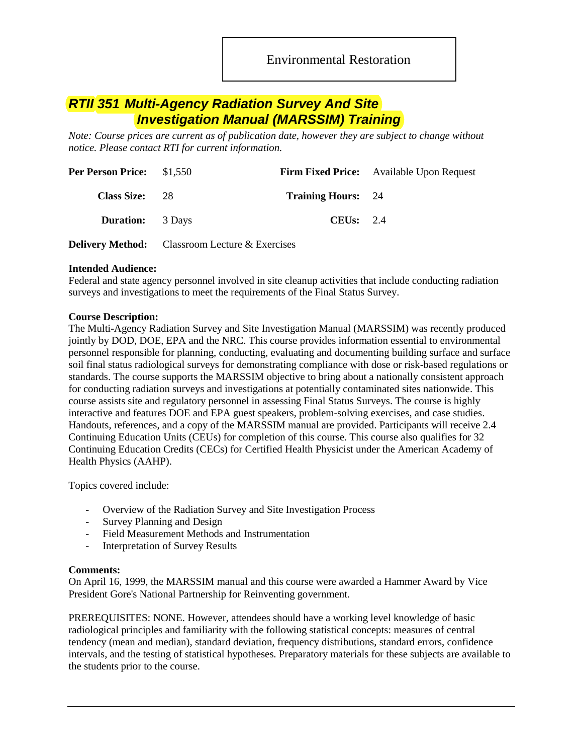Environmental Restoration

## *RTII 351 Multi-Agency Radiation Survey And Site Investigation Manual (MARSSIM) Training*

*Note: Course prices are current as of publication date, however they are subject to change without notice. Please contact RTI for current information.*

| | | | |
|---|---|---|---|
| **Per Person Price:** | $1,550 | **Firm Fixed Price:** | Available Upon Request |
| **Class Size:** | 28 | **Training Hours:** | 24 |
| **Duration:** | 3 Days | **CEUs:** | 2.4 |
| **Delivery Method:** | Classroom Lecture & Exercises | | |

**Intended Audience:**
Federal and state agency personnel involved in site cleanup activities that include conducting radiation surveys and investigations to meet the requirements of the Final Status Survey.

**Course Description:**
The Multi-Agency Radiation Survey and Site Investigation Manual (MARSSIM) was recently produced jointly by DOD, DOE, EPA and the NRC. This course provides information essential to environmental personnel responsible for planning, conducting, evaluating and documenting building surface and surface soil final status radiological surveys for demonstrating compliance with dose or risk-based regulations or standards. The course supports the MARSSIM objective to bring about a nationally consistent approach for conducting radiation surveys and investigations at potentially contaminated sites nationwide. This course assists site and regulatory personnel in assessing Final Status Surveys. The course is highly interactive and features DOE and EPA guest speakers, problem-solving exercises, and case studies. Handouts, references, and a copy of the MARSSIM manual are provided. Participants will receive 2.4 Continuing Education Units (CEUs) for completion of this course. This course also qualifies for 32 Continuing Education Credits (CECs) for Certified Health Physicist under the American Academy of Health Physics (AAHP).

Topics covered include:

- Overview of the Radiation Survey and Site Investigation Process
- Survey Planning and Design
- Field Measurement Methods and Instrumentation
- Interpretation of Survey Results

**Comments:**
On April 16, 1999, the MARSSIM manual and this course were awarded a Hammer Award by Vice President Gore's National Partnership for Reinventing government.

PREREQUISITES: NONE. However, attendees should have a working level knowledge of basic radiological principles and familiarity with the following statistical concepts: measures of central tendency (mean and median), standard deviation, frequency distributions, standard errors, confidence intervals, and the testing of statistical hypotheses. Preparatory materials for these subjects are available to the students prior to the course.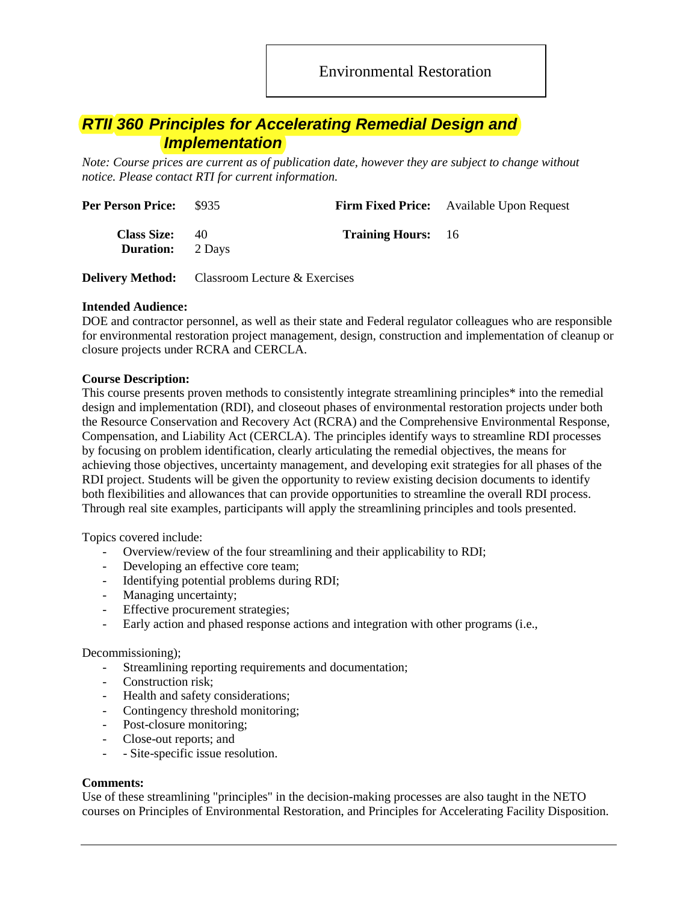Environmental Restoration

## *RTII 360 Principles for Accelerating Remedial Design and Implementation*

*Note: Course prices are current as of publication date, however they are subject to change without notice. Please contact RTI for current information.*

**Per Person Price:** $935 **Firm Fixed Price:** Available Upon Request

**Class Size:** 40 **Training Hours:** 16
**Duration:** 2 Days

**Delivery Method:** Classroom Lecture & Exercises

**Intended Audience:**
DOE and contractor personnel, as well as their state and Federal regulator colleagues who are responsible for environmental restoration project management, design, construction and implementation of cleanup or closure projects under RCRA and CERCLA.

**Course Description:**
This course presents proven methods to consistently integrate streamlining principles* into the remedial design and implementation (RDI), and closeout phases of environmental restoration projects under both the Resource Conservation and Recovery Act (RCRA) and the Comprehensive Environmental Response, Compensation, and Liability Act (CERCLA). The principles identify ways to streamline RDI processes by focusing on problem identification, clearly articulating the remedial objectives, the means for achieving those objectives, uncertainty management, and developing exit strategies for all phases of the RDI project. Students will be given the opportunity to review existing decision documents to identify both flexibilities and allowances that can provide opportunities to streamline the overall RDI process. Through real site examples, participants will apply the streamlining principles and tools presented.

Topics covered include:

- Overview/review of the four streamlining and their applicability to RDI;
- Developing an effective core team;
- Identifying potential problems during RDI;
- Managing uncertainty;
- Effective procurement strategies;
- Early action and phased response actions and integration with other programs (i.e.,

Decommissioning);

- Streamlining reporting requirements and documentation;
- Construction risk;
- Health and safety considerations;
- Contingency threshold monitoring;
- Post-closure monitoring;
- Close-out reports; and
- - Site-specific issue resolution.

**Comments:**
Use of these streamlining "principles" in the decision-making processes are also taught in the NETO courses on Principles of Environmental Restoration, and Principles for Accelerating Facility Disposition.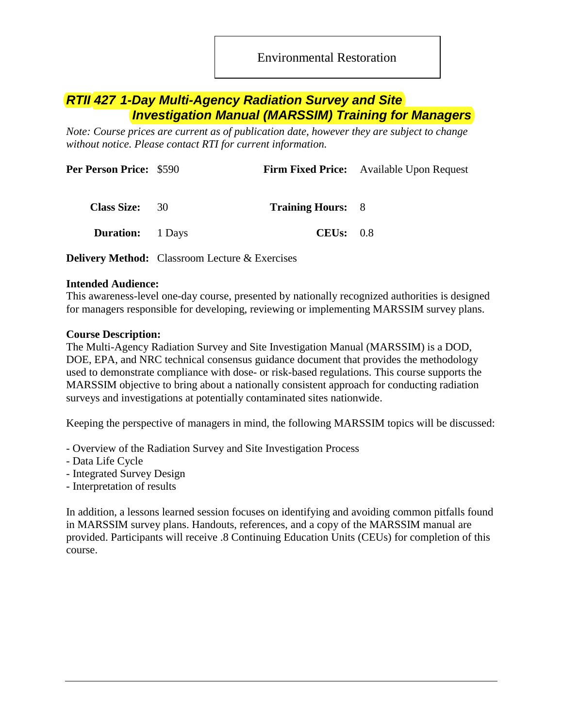Environmental Restoration

## *RTII 427 1-Day Multi-Agency Radiation Survey and Site Investigation Manual (MARSSIM) Training for Managers*

*Note: Course prices are current as of publication date, however they are subject to change without notice. Please contact RTI for current information.*

**Per Person Price:** $590 **Firm Fixed Price:** Available Upon Request

**Class Size:** 30 **Training Hours:** 8

**Duration:** 1 Days **CEUs:** 0.8

**Delivery Method:** Classroom Lecture & Exercises

**Intended Audience:**
This awareness-level one-day course, presented by nationally recognized authorities is designed for managers responsible for developing, reviewing or implementing MARSSIM survey plans.

**Course Description:**
The Multi-Agency Radiation Survey and Site Investigation Manual (MARSSIM) is a DOD, DOE, EPA, and NRC technical consensus guidance document that provides the methodology used to demonstrate compliance with dose- or risk-based regulations. This course supports the MARSSIM objective to bring about a nationally consistent approach for conducting radiation surveys and investigations at potentially contaminated sites nationwide.

Keeping the perspective of managers in mind, the following MARSSIM topics will be discussed:

- Overview of the Radiation Survey and Site Investigation Process
- Data Life Cycle
- Integrated Survey Design
- Interpretation of results

In addition, a lessons learned session focuses on identifying and avoiding common pitfalls found in MARSSIM survey plans. Handouts, references, and a copy of the MARSSIM manual are provided. Participants will receive .8 Continuing Education Units (CEUs) for completion of this course.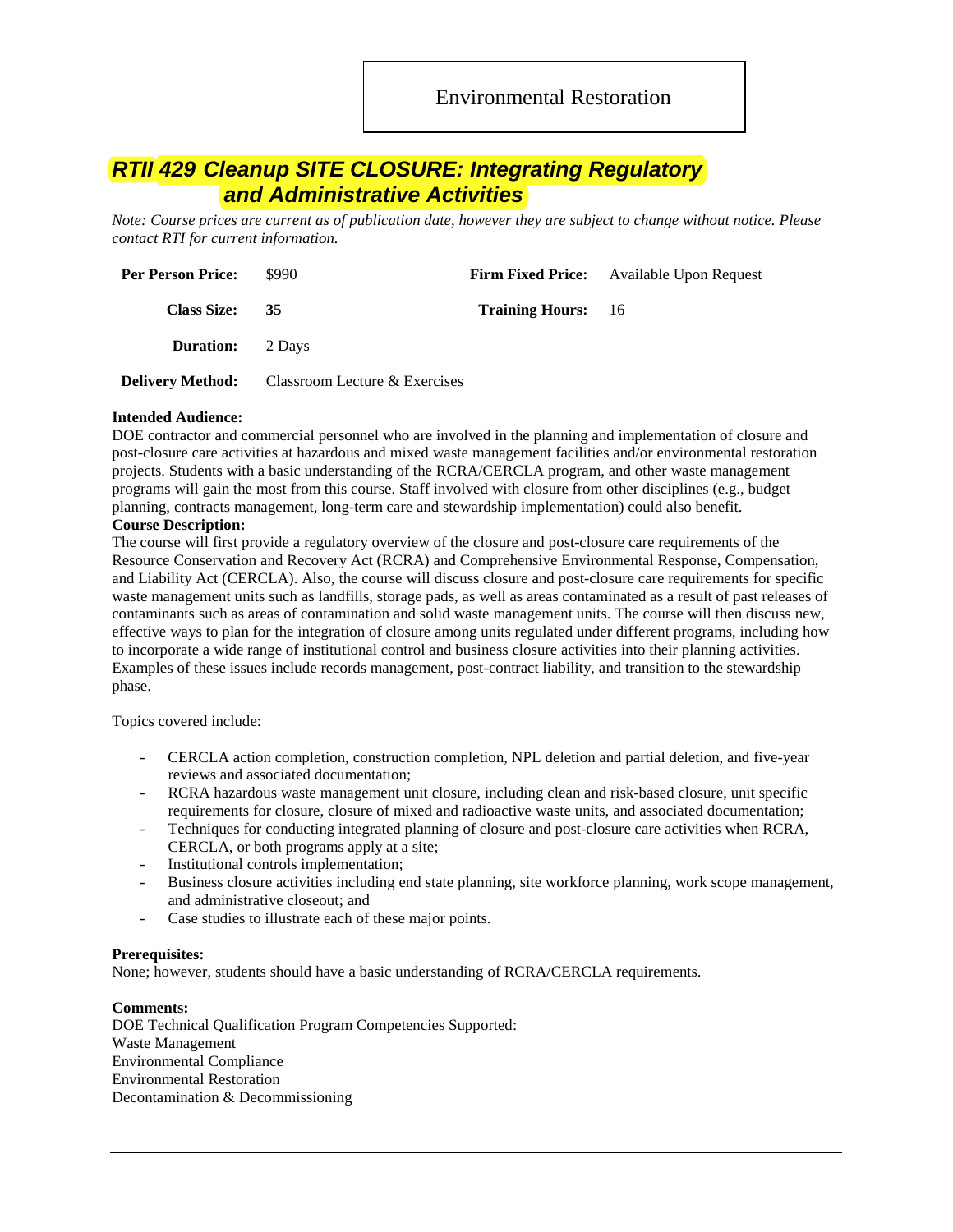Environmental Restoration

# *RTII 429 Cleanup SITE CLOSURE: Integrating Regulatory and Administrative Activities*

*Note: Course prices are current as of publication date, however they are subject to change without notice. Please contact RTI for current information.*

| | | | |
|---|---|---|---|
| **Per Person Price:** | $990 | **Firm Fixed Price:** | Available Upon Request |
| **Class Size:** | **35** | **Training Hours:** | 16 |
| **Duration:** | 2 Days | | |
| **Delivery Method:** | Classroom Lecture & Exercises | | |

**Intended Audience:**
DOE contractor and commercial personnel who are involved in the planning and implementation of closure and post-closure care activities at hazardous and mixed waste management facilities and/or environmental restoration projects. Students with a basic understanding of the RCRA/CERCLA program, and other waste management programs will gain the most from this course. Staff involved with closure from other disciplines (e.g., budget planning, contracts management, long-term care and stewardship implementation) could also benefit.

**Course Description:**
The course will first provide a regulatory overview of the closure and post-closure care requirements of the Resource Conservation and Recovery Act (RCRA) and Comprehensive Environmental Response, Compensation, and Liability Act (CERCLA). Also, the course will discuss closure and post-closure care requirements for specific waste management units such as landfills, storage pads, as well as areas contaminated as a result of past releases of contaminants such as areas of contamination and solid waste management units. The course will then discuss new, effective ways to plan for the integration of closure among units regulated under different programs, including how to incorporate a wide range of institutional control and business closure activities into their planning activities. Examples of these issues include records management, post-contract liability, and transition to the stewardship phase.

Topics covered include:

- CERCLA action completion, construction completion, NPL deletion and partial deletion, and five-year reviews and associated documentation;
- RCRA hazardous waste management unit closure, including clean and risk-based closure, unit specific requirements for closure, closure of mixed and radioactive waste units, and associated documentation;
- Techniques for conducting integrated planning of closure and post-closure care activities when RCRA, CERCLA, or both programs apply at a site;
- Institutional controls implementation;
- Business closure activities including end state planning, site workforce planning, work scope management, and administrative closeout; and
- Case studies to illustrate each of these major points.

**Prerequisites:**
None; however, students should have a basic understanding of RCRA/CERCLA requirements.

**Comments:**
DOE Technical Qualification Program Competencies Supported:
Waste Management
Environmental Compliance
Environmental Restoration
Decontamination & Decommissioning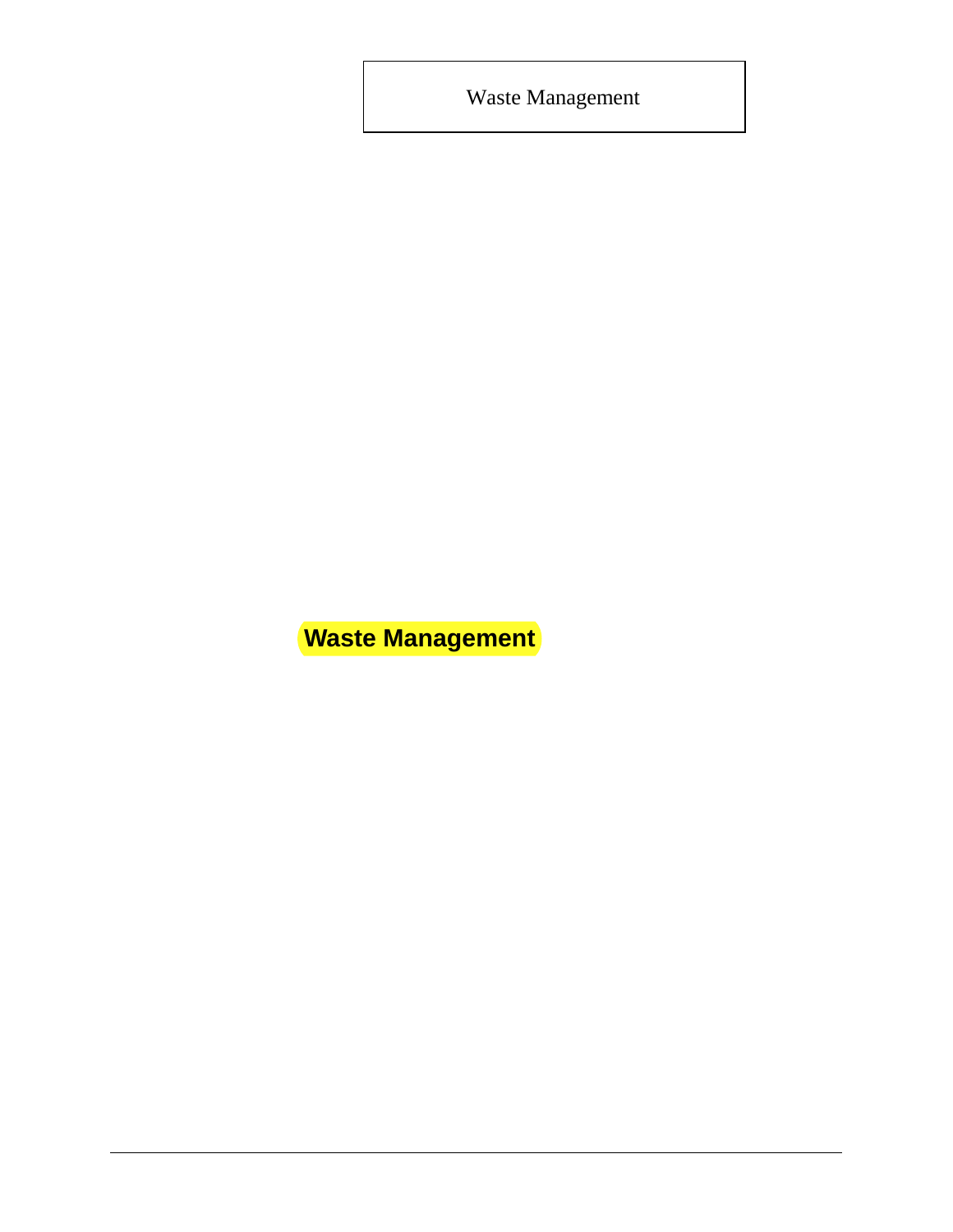# Waste Management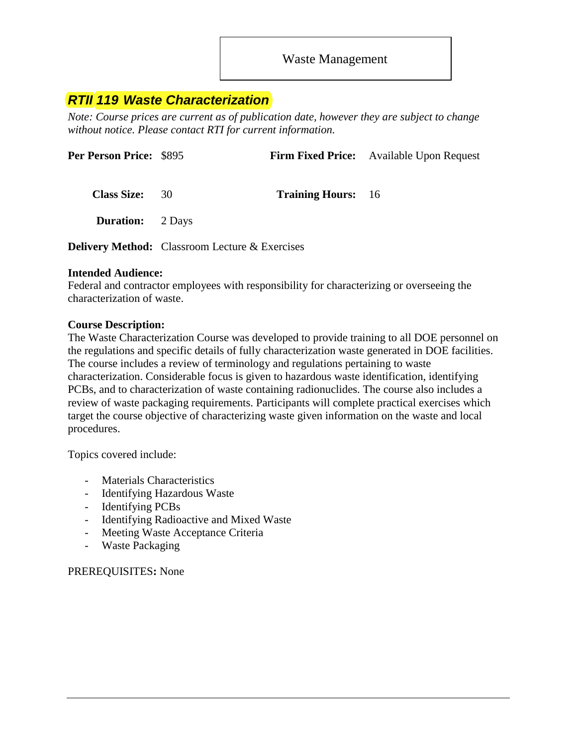Waste Management

## *RTII 119 Waste Characterization*

*Note: Course prices are current as of publication date, however they are subject to change without notice. Please contact RTI for current information.*

**Per Person Price:** $895 **Firm Fixed Price:** Available Upon Request

**Class Size:** 30 **Training Hours:** 16

**Duration:** 2 Days

**Delivery Method:** Classroom Lecture & Exercises

**Intended Audience:**
Federal and contractor employees with responsibility for characterizing or overseeing the characterization of waste.

**Course Description:**
The Waste Characterization Course was developed to provide training to all DOE personnel on the regulations and specific details of fully characterization waste generated in DOE facilities. The course includes a review of terminology and regulations pertaining to waste characterization. Considerable focus is given to hazardous waste identification, identifying PCBs, and to characterization of waste containing radionuclides. The course also includes a review of waste packaging requirements. Participants will complete practical exercises which target the course objective of characterizing waste given information on the waste and local procedures.

Topics covered include:

- Materials Characteristics
- Identifying Hazardous Waste
- Identifying PCBs
- Identifying Radioactive and Mixed Waste
- Meeting Waste Acceptance Criteria
- Waste Packaging

PREREQUISITES**:** None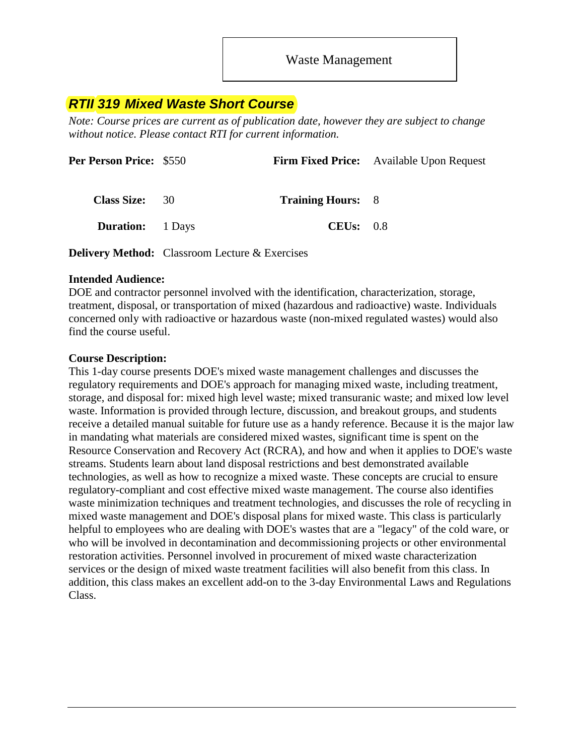Waste Management

## *RTII 319 Mixed Waste Short Course*

*Note: Course prices are current as of publication date, however they are subject to change without notice. Please contact RTI for current information.*

| | | | |
|---|---|---|---|
| **Per Person Price:** | $550 | **Firm Fixed Price:** | Available Upon Request |
| **Class Size:** | 30 | **Training Hours:** | 8 |
| **Duration:** | 1 Days | **CEUs:** | 0.8 |

**Delivery Method:** Classroom Lecture & Exercises

**Intended Audience:**
DOE and contractor personnel involved with the identification, characterization, storage, treatment, disposal, or transportation of mixed (hazardous and radioactive) waste. Individuals concerned only with radioactive or hazardous waste (non-mixed regulated wastes) would also find the course useful.

**Course Description:**
This 1-day course presents DOE's mixed waste management challenges and discusses the regulatory requirements and DOE's approach for managing mixed waste, including treatment, storage, and disposal for: mixed high level waste; mixed transuranic waste; and mixed low level waste. Information is provided through lecture, discussion, and breakout groups, and students receive a detailed manual suitable for future use as a handy reference. Because it is the major law in mandating what materials are considered mixed wastes, significant time is spent on the Resource Conservation and Recovery Act (RCRA), and how and when it applies to DOE's waste streams. Students learn about land disposal restrictions and best demonstrated available technologies, as well as how to recognize a mixed waste. These concepts are crucial to ensure regulatory-compliant and cost effective mixed waste management. The course also identifies waste minimization techniques and treatment technologies, and discusses the role of recycling in mixed waste management and DOE's disposal plans for mixed waste. This class is particularly helpful to employees who are dealing with DOE's wastes that are a "legacy" of the cold ware, or who will be involved in decontamination and decommissioning projects or other environmental restoration activities. Personnel involved in procurement of mixed waste characterization services or the design of mixed waste treatment facilities will also benefit from this class. In addition, this class makes an excellent add-on to the 3-day Environmental Laws and Regulations Class.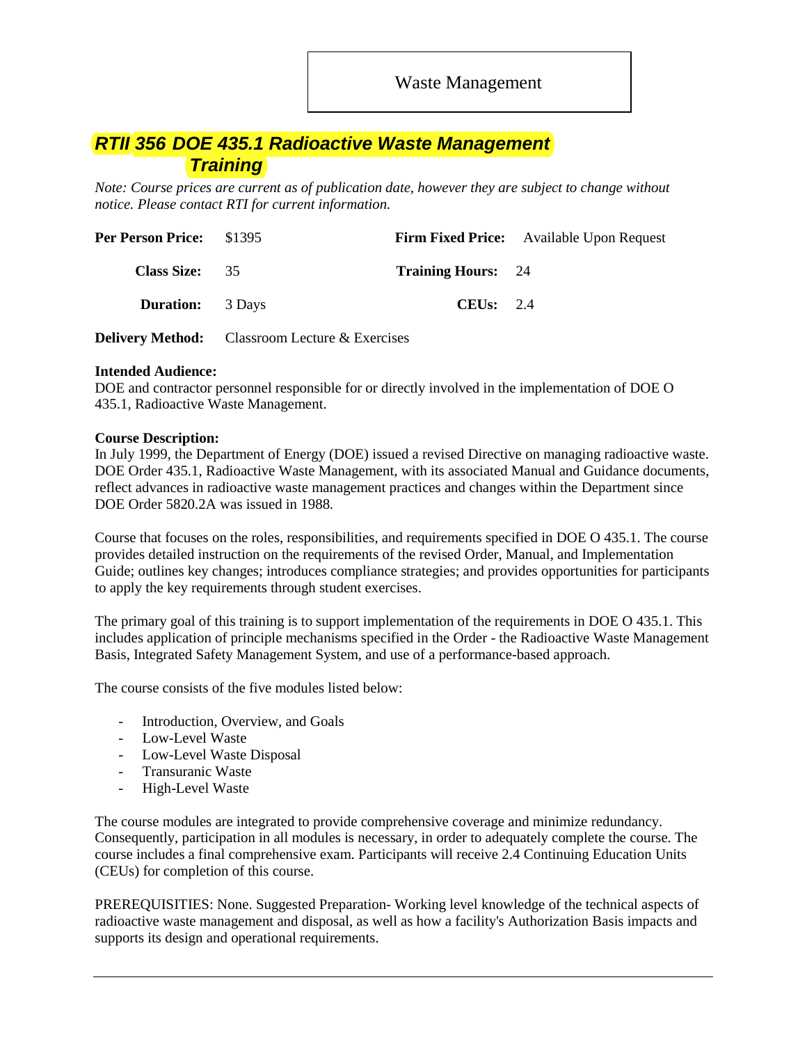Waste Management

## *RTII 356 DOE 435.1 Radioactive Waste Management Training*

*Note: Course prices are current as of publication date, however they are subject to change without notice. Please contact RTI for current information.*

| | | | |
|---|---|---|---|
| **Per Person Price:** | $1395 | **Firm Fixed Price:** | Available Upon Request |
| **Class Size:** | 35 | **Training Hours:** | 24 |
| **Duration:** | 3 Days | **CEUs:** | 2.4 |

**Delivery Method:** Classroom Lecture & Exercises

**Intended Audience:**
DOE and contractor personnel responsible for or directly involved in the implementation of DOE O 435.1, Radioactive Waste Management.

**Course Description:**
In July 1999, the Department of Energy (DOE) issued a revised Directive on managing radioactive waste. DOE Order 435.1, Radioactive Waste Management, with its associated Manual and Guidance documents, reflect advances in radioactive waste management practices and changes within the Department since DOE Order 5820.2A was issued in 1988.

Course that focuses on the roles, responsibilities, and requirements specified in DOE O 435.1. The course provides detailed instruction on the requirements of the revised Order, Manual, and Implementation Guide; outlines key changes; introduces compliance strategies; and provides opportunities for participants to apply the key requirements through student exercises.

The primary goal of this training is to support implementation of the requirements in DOE O 435.1. This includes application of principle mechanisms specified in the Order - the Radioactive Waste Management Basis, Integrated Safety Management System, and use of a performance-based approach.

The course consists of the five modules listed below:

- Introduction, Overview, and Goals
- Low-Level Waste
- Low-Level Waste Disposal
- Transuranic Waste
- High-Level Waste

The course modules are integrated to provide comprehensive coverage and minimize redundancy. Consequently, participation in all modules is necessary, in order to adequately complete the course. The course includes a final comprehensive exam. Participants will receive 2.4 Continuing Education Units (CEUs) for completion of this course.

PREREQUISITIES: None. Suggested Preparation- Working level knowledge of the technical aspects of radioactive waste management and disposal, as well as how a facility's Authorization Basis impacts and supports its design and operational requirements.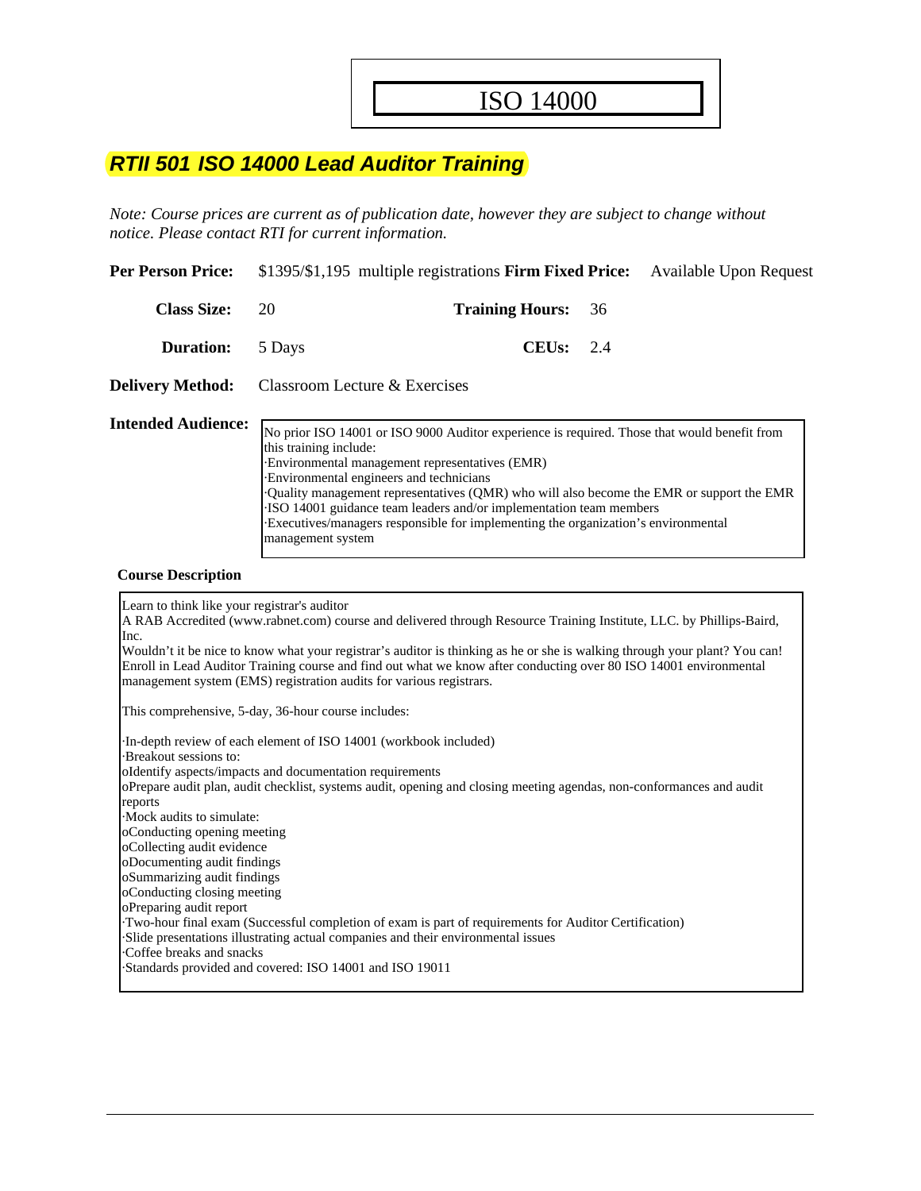# ISO 14000

## *RTII 501 ISO 14000 Lead Auditor Training*

*Note: Course prices are current as of publication date, however they are subject to change without notice. Please contact RTI for current information.*

| | | | |
|---|---|---|---|
| **Per Person Price:** | $1395/$1,195 multiple registrations | **Firm Fixed Price:** | Available Upon Request |
| **Class Size:** | 20 | **Training Hours:** | 36 |
| **Duration:** | 5 Days | **CEUs:** | 2.4 |
| **Delivery Method:** | Classroom Lecture & Exercises | | |

**Intended Audience:**

No prior ISO 14001 or ISO 9000 Auditor experience is required. Those that would benefit from this training include:

- Environmental management representatives (EMR)
- Environmental engineers and technicians
- Quality management representatives (QMR) who will also become the EMR or support the EMR
- ISO 14001 guidance team leaders and/or implementation team members
- Executives/managers responsible for implementing the organization's environmental management system

**Course Description**

Learn to think like your registrar's auditor

A RAB Accredited (www.rabnet.com) course and delivered through Resource Training Institute, LLC. by Phillips-Baird, Inc.

Wouldn't it be nice to know what your registrar's auditor is thinking as he or she is walking through your plant? You can! Enroll in Lead Auditor Training course and find out what we know after conducting over 80 ISO 14001 environmental management system (EMS) registration audits for various registrars.

This comprehensive, 5-day, 36-hour course includes:

- In-depth review of each element of ISO 14001 (workbook included)
- Breakout sessions to:
  - Identify aspects/impacts and documentation requirements
  - Prepare audit plan, audit checklist, systems audit, opening and closing meeting agendas, non-conformances and audit reports
- Mock audits to simulate:
  - Conducting opening meeting
  - Collecting audit evidence
  - Documenting audit findings
  - Summarizing audit findings
  - Conducting closing meeting
  - Preparing audit report
- Two-hour final exam (Successful completion of exam is part of requirements for Auditor Certification)
- Slide presentations illustrating actual companies and their environmental issues
- Coffee breaks and snacks
- Standards provided and covered: ISO 14001 and ISO 19011